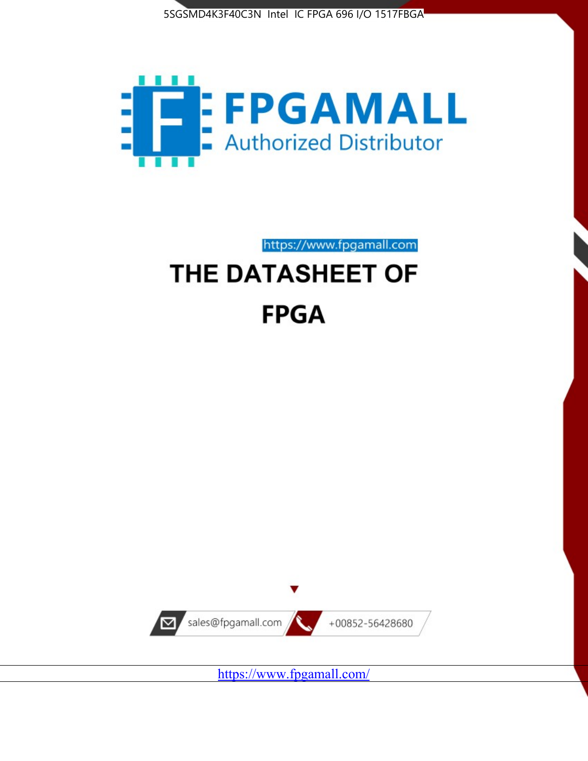5SGSMD4K3F40C3N Intel IC FPGA 696 I/O 1517FBGA

FPGAMALL

Authorized Distributor

https://www.fpgamall.com

# THE DATASHEET OF

# FPGA

sales@fpgamall.com

+00852-56428680

https://www.fpgamall.com/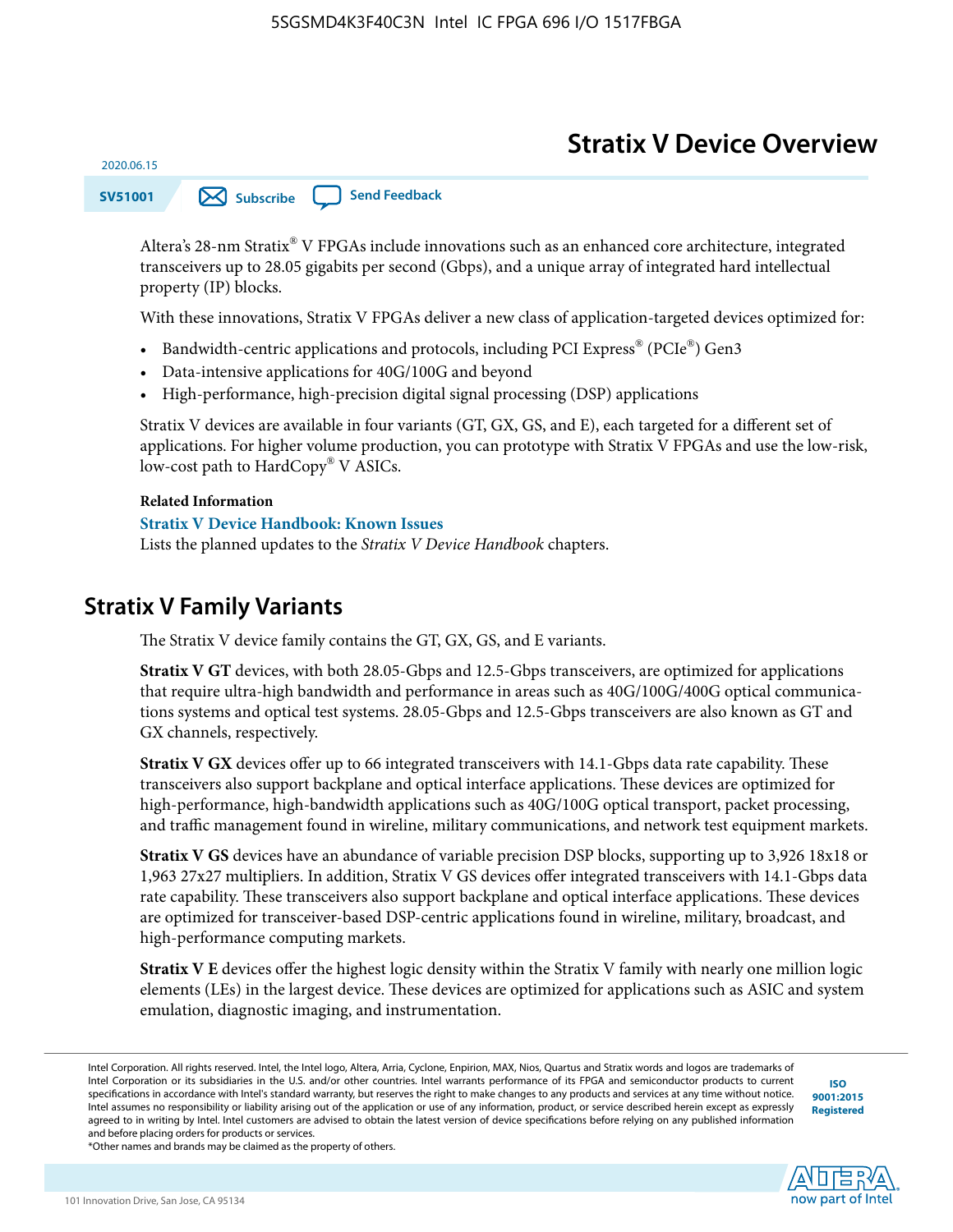# Stratix V Device Overview

2020.06.15

SV51001

Altera's 28-nm Stratix® V FPGAs include innovations such as an enhanced core architecture, integrated transceivers up to 28.05 gigabits per second (Gbps), and a unique array of integrated hard intellectual property (IP) blocks.

With these innovations, Stratix V FPGAs deliver a new class of application-targeted devices optimized for:

- Bandwidth-centric applications and protocols, including PCI Express® (PCIe®) Gen3
- Data-intensive applications for 40G/100G and beyond
- High-performance, high-precision digital signal processing (DSP) applications

Stratix V devices are available in four variants (GT, GX, GS, and E), each targeted for a different set of applications. For higher volume production, you can prototype with Stratix V FPGAs and use the low-risk, low-cost path to HardCopy® V ASICs.

**Related Information**

**Stratix V Device Handbook: Known Issues**
Lists the planned updates to the *Stratix V Device Handbook* chapters.

## Stratix V Family Variants

The Stratix V device family contains the GT, GX, GS, and E variants.

**Stratix V GT** devices, with both 28.05-Gbps and 12.5-Gbps transceivers, are optimized for applications that require ultra-high bandwidth and performance in areas such as 40G/100G/400G optical communications systems and optical test systems. 28.05-Gbps and 12.5-Gbps transceivers are also known as GT and GX channels, respectively.

**Stratix V GX** devices offer up to 66 integrated transceivers with 14.1-Gbps data rate capability. These transceivers also support backplane and optical interface applications. These devices are optimized for high-performance, high-bandwidth applications such as 40G/100G optical transport, packet processing, and traffic management found in wireline, military communications, and network test equipment markets.

**Stratix V GS** devices have an abundance of variable precision DSP blocks, supporting up to 3,926 18x18 or 1,963 27x27 multipliers. In addition, Stratix V GS devices offer integrated transceivers with 14.1-Gbps data rate capability. These transceivers also support backplane and optical interface applications. These devices are optimized for transceiver-based DSP-centric applications found in wireline, military, broadcast, and high-performance computing markets.

**Stratix V E** devices offer the highest logic density within the Stratix V family with nearly one million logic elements (LEs) in the largest device. These devices are optimized for applications such as ASIC and system emulation, diagnostic imaging, and instrumentation.

Intel Corporation. All rights reserved. Intel, the Intel logo, Altera, Arria, Cyclone, Enpirion, MAX, Nios, Quartus and Stratix words and logos are trademarks of Intel Corporation or its subsidiaries in the U.S. and/or other countries. Intel warrants performance of its FPGA and semiconductor products to current specifications in accordance with Intel's standard warranty, but reserves the right to make changes to any products and services at any time without notice. Intel assumes no responsibility or liability arising out of the application or use of any information, product, or service described herein except as expressly agreed to in writing by Intel. Intel customers are advised to obtain the latest version of device specifications before relying on any published information and before placing orders for products or services.
*Other names and brands may be claimed as the property of others.

ISO 9001:2015 Registered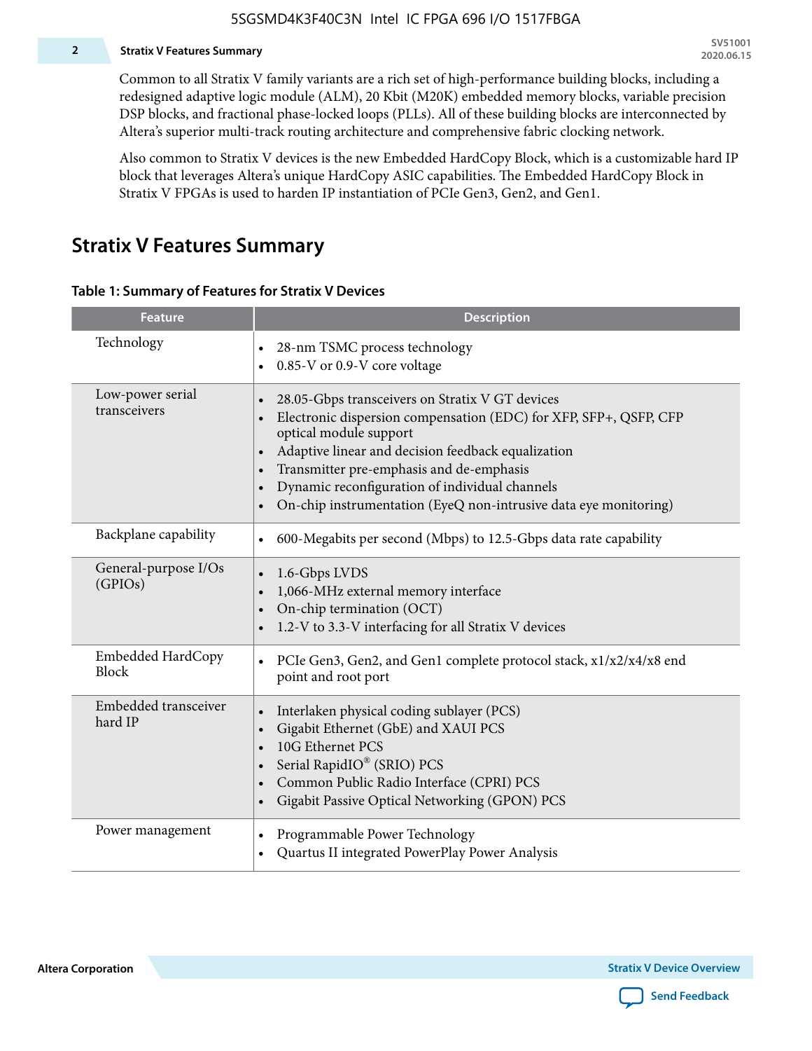Common to all Stratix V family variants are a rich set of high-performance building blocks, including a redesigned adaptive logic module (ALM), 20 Kbit (M20K) embedded memory blocks, variable precision DSP blocks, and fractional phase-locked loops (PLLs). All of these building blocks are interconnected by Altera's superior multi-track routing architecture and comprehensive fabric clocking network.

Also common to Stratix V devices is the new Embedded HardCopy Block, which is a customizable hard IP block that leverages Altera's unique HardCopy ASIC capabilities. The Embedded HardCopy Block in Stratix V FPGAs is used to harden IP instantiation of PCIe Gen3, Gen2, and Gen1.

## Stratix V Features Summary

**Table 1: Summary of Features for Stratix V Devices**

| Feature | Description |
|---|---|
| Technology | • 28-nm TSMC process technology<br>• 0.85-V or 0.9-V core voltage |
| Low-power serial transceivers | • 28.05-Gbps transceivers on Stratix V GT devices<br>• Electronic dispersion compensation (EDC) for XFP, SFP+, QSFP, CFP optical module support<br>• Adaptive linear and decision feedback equalization<br>• Transmitter pre-emphasis and de-emphasis<br>• Dynamic reconfiguration of individual channels<br>• On-chip instrumentation (EyeQ non-intrusive data eye monitoring) |
| Backplane capability | • 600-Megabits per second (Mbps) to 12.5-Gbps data rate capability |
| General-purpose I/Os (GPIOs) | • 1.6-Gbps LVDS<br>• 1,066-MHz external memory interface<br>• On-chip termination (OCT)<br>• 1.2-V to 3.3-V interfacing for all Stratix V devices |
| Embedded HardCopy Block | • PCIe Gen3, Gen2, and Gen1 complete protocol stack, x1/x2/x4/x8 end point and root port |
| Embedded transceiver hard IP | • Interlaken physical coding sublayer (PCS)<br>• Gigabit Ethernet (GbE) and XAUI PCS<br>• 10G Ethernet PCS<br>• Serial RapidIO® (SRIO) PCS<br>• Common Public Radio Interface (CPRI) PCS<br>• Gigabit Passive Optical Networking (GPON) PCS |
| Power management | • Programmable Power Technology<br>• Quartus II integrated PowerPlay Power Analysis |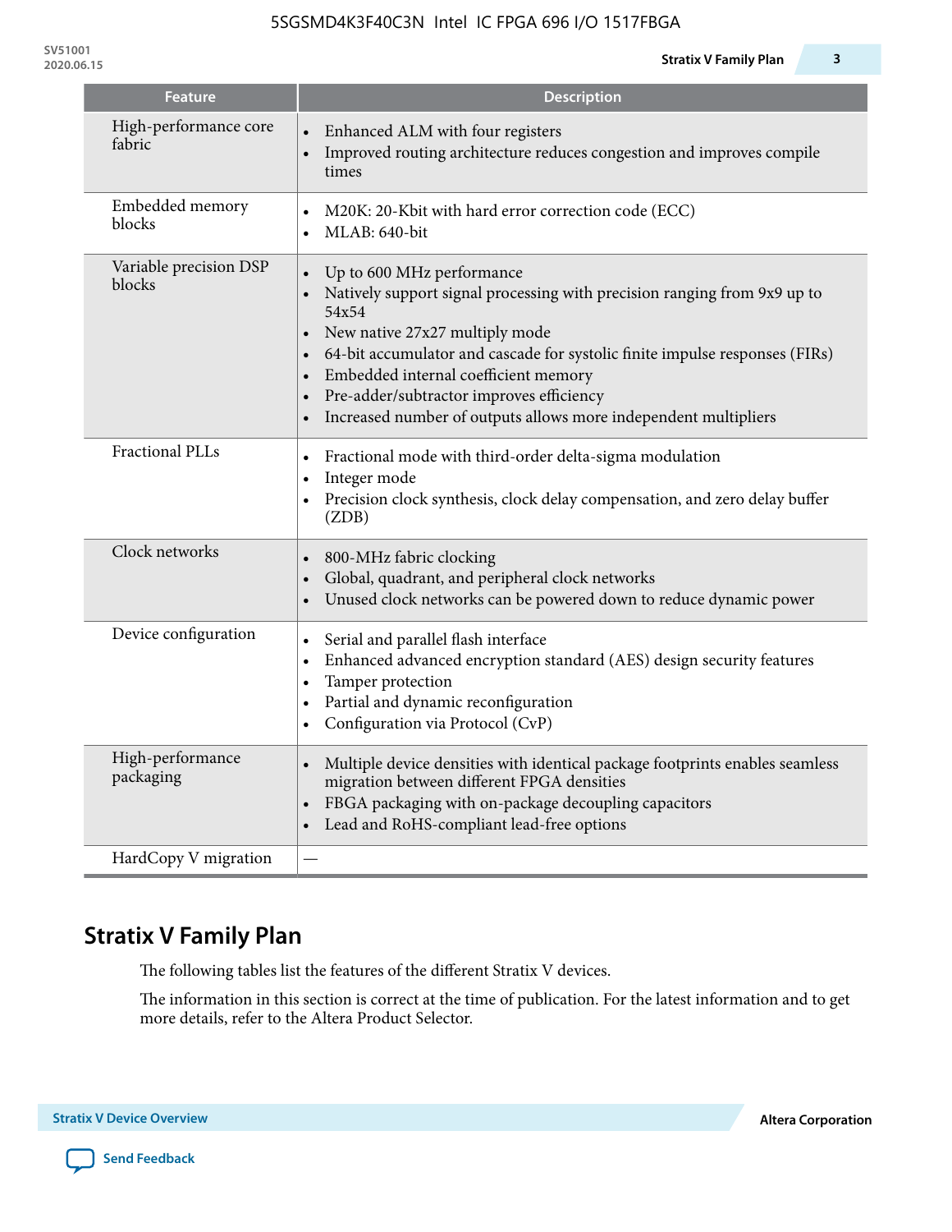| Feature | Description |
| --- | --- |
| High-performance core fabric | • Enhanced ALM with four registers<br>• Improved routing architecture reduces congestion and improves compile times |
| Embedded memory blocks | • M20K: 20-Kbit with hard error correction code (ECC)<br>• MLAB: 640-bit |
| Variable precision DSP blocks | • Up to 600 MHz performance<br>• Natively support signal processing with precision ranging from 9x9 up to 54x54<br>• New native 27x27 multiply mode<br>• 64-bit accumulator and cascade for systolic finite impulse responses (FIRs)<br>• Embedded internal coefficient memory<br>• Pre-adder/subtractor improves efficiency<br>• Increased number of outputs allows more independent multipliers |
| Fractional PLLs | • Fractional mode with third-order delta-sigma modulation<br>• Integer mode<br>• Precision clock synthesis, clock delay compensation, and zero delay buffer (ZDB) |
| Clock networks | • 800-MHz fabric clocking<br>• Global, quadrant, and peripheral clock networks<br>• Unused clock networks can be powered down to reduce dynamic power |
| Device configuration | • Serial and parallel flash interface<br>• Enhanced advanced encryption standard (AES) design security features<br>• Tamper protection<br>• Partial and dynamic reconfiguration<br>• Configuration via Protocol (CvP) |
| High-performance packaging | • Multiple device densities with identical package footprints enables seamless migration between different FPGA densities<br>• FBGA packaging with on-package decoupling capacitors<br>• Lead and RoHS-compliant lead-free options |
| HardCopy V migration | — |

## Stratix V Family Plan

The following tables list the features of the different Stratix V devices.

The information in this section is correct at the time of publication. For the latest information and to get more details, refer to the Altera Product Selector.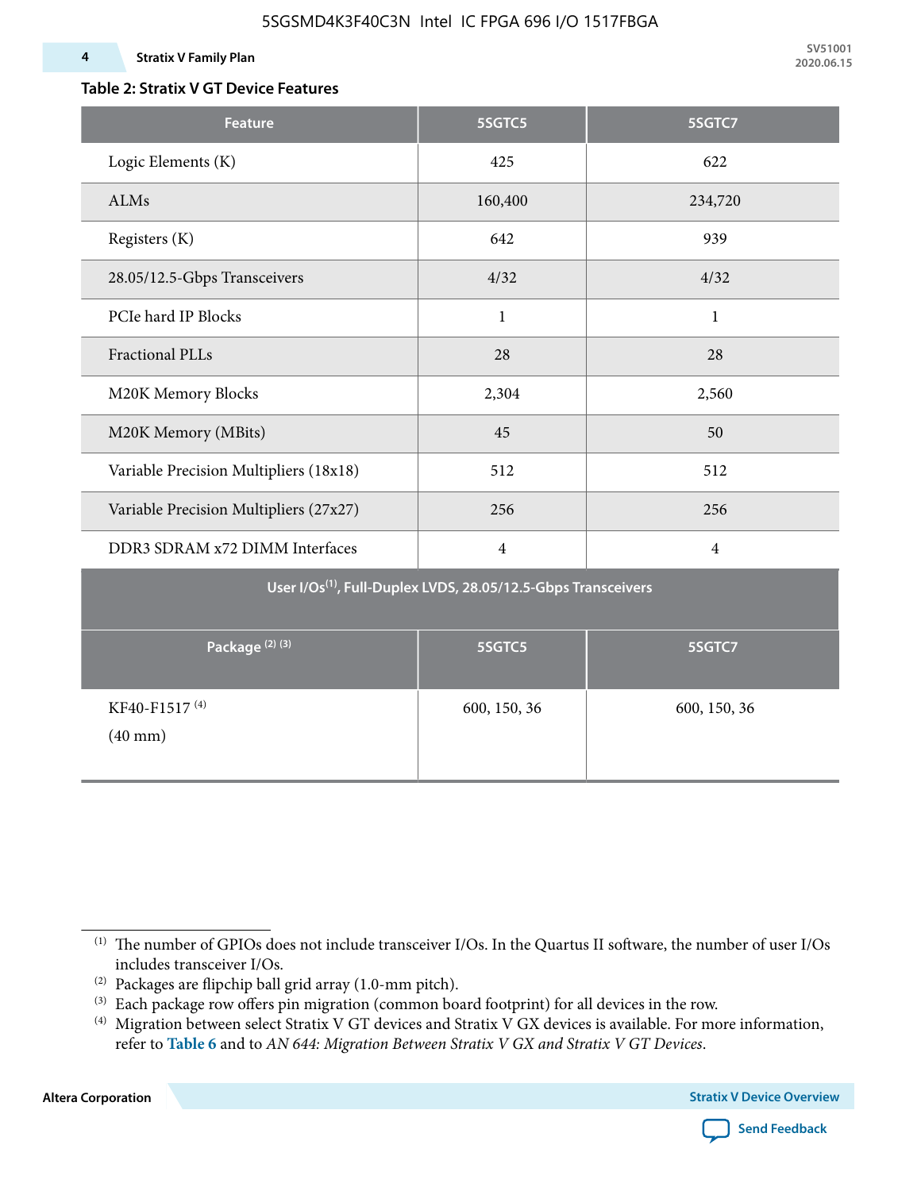**Table 2: Stratix V GT Device Features**

| Feature | 5SGTC5 | 5SGTC7 |
|---|---|---|
| Logic Elements (K) | 425 | 622 |
| ALMs | 160,400 | 234,720 |
| Registers (K) | 642 | 939 |
| 28.05/12.5-Gbps Transceivers | 4/32 | 4/32 |
| PCIe hard IP Blocks | 1 | 1 |
| Fractional PLLs | 28 | 28 |
| M20K Memory Blocks | 2,304 | 2,560 |
| M20K Memory (MBits) | 45 | 50 |
| Variable Precision Multipliers (18x18) | 512 | 512 |
| Variable Precision Multipliers (27x27) | 256 | 256 |
| DDR3 SDRAM x72 DIMM Interfaces | 4 | 4 |
| **User I/Os[(1)], Full-Duplex LVDS, 28.05/12.5-Gbps Transceivers** | | |
| **Package [(2)] [(3)]** | **5SGTC5** | **5SGTC7** |
| KF40-F1517 [(4)] (40 mm) | 600, 150, 36 | 600, 150, 36 |

(1) The number of GPIOs does not include transceiver I/Os. In the Quartus II software, the number of user I/Os includes transceiver I/Os.

(2) Packages are flipchip ball grid array (1.0-mm pitch).

(3) Each package row offers pin migration (common board footprint) for all devices in the row.

(4) Migration between select Stratix V GT devices and Stratix V GX devices is available. For more information, refer to **Table 6** and to *AN 644: Migration Between Stratix V GX and Stratix V GT Devices*.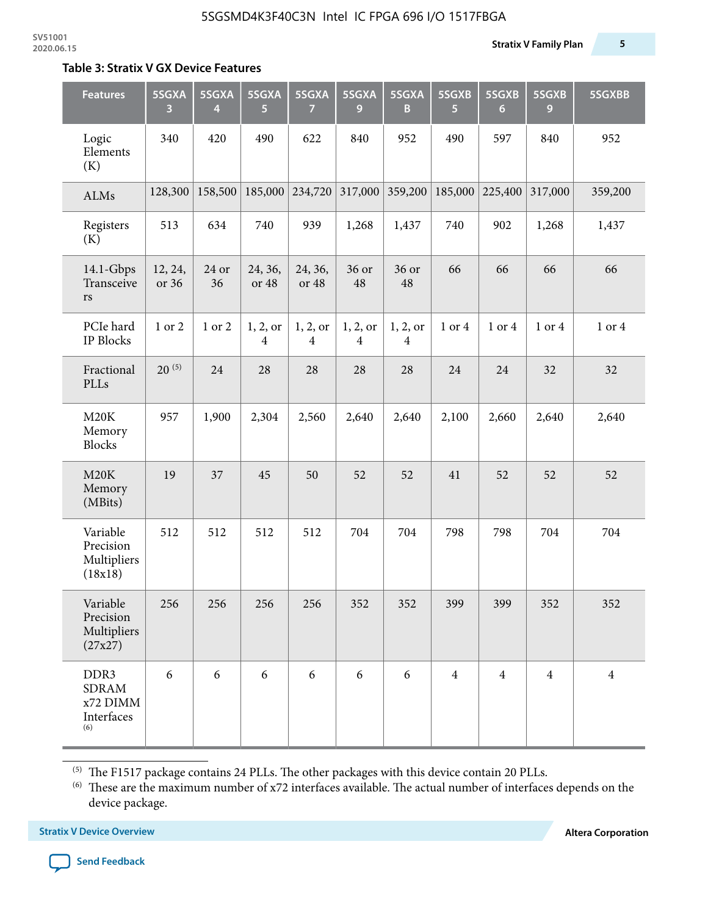## Table 3: Stratix V GX Device Features

| Features | 5SGXA 3 | 5SGXA 4 | 5SGXA 5 | 5SGXA 7 | 5SGXA 9 | 5SGXA B | 5SGXB 5 | 5SGXB 6 | 5SGXB 9 | 5SGXBB |
|---|---|---|---|---|---|---|---|---|---|---|
| Logic Elements (K) | 340 | 420 | 490 | 622 | 840 | 952 | 490 | 597 | 840 | 952 |
| ALMs | 128,300 | 158,500 | 185,000 | 234,720 | 317,000 | 359,200 | 185,000 | 225,400 | 317,000 | 359,200 |
| Registers (K) | 513 | 634 | 740 | 939 | 1,268 | 1,437 | 740 | 902 | 1,268 | 1,437 |
| 14.1-Gbps Transceivers | 12, 24, or 36 | 24 or 36 | 24, 36, or 48 | 24, 36, or 48 | 36 or 48 | 36 or 48 | 66 | 66 | 66 | 66 |
| PCIe hard IP Blocks | 1 or 2 | 1 or 2 | 1, 2, or 4 | 1, 2, or 4 | 1, 2, or 4 | 1, 2, or 4 | 1 or 4 | 1 or 4 | 1 or 4 | 1 or 4 |
| Fractional PLLs | 20 [5] | 24 | 28 | 28 | 28 | 28 | 24 | 24 | 32 | 32 |
| M20K Memory Blocks | 957 | 1,900 | 2,304 | 2,560 | 2,640 | 2,640 | 2,100 | 2,660 | 2,640 | 2,640 |
| M20K Memory (MBits) | 19 | 37 | 45 | 50 | 52 | 52 | 41 | 52 | 52 | 52 |
| Variable Precision Multipliers (18x18) | 512 | 512 | 512 | 512 | 704 | 704 | 798 | 798 | 704 | 704 |
| Variable Precision Multipliers (27x27) | 256 | 256 | 256 | 256 | 352 | 352 | 399 | 399 | 352 | 352 |
| DDR3 SDRAM x72 DIMM Interfaces [6] | 6 | 6 | 6 | 6 | 6 | 6 | 4 | 4 | 4 | 4 |

[5] The F1517 package contains 24 PLLs. The other packages with this device contain 20 PLLs.

[6] These are the maximum number of x72 interfaces available. The actual number of interfaces depends on the device package.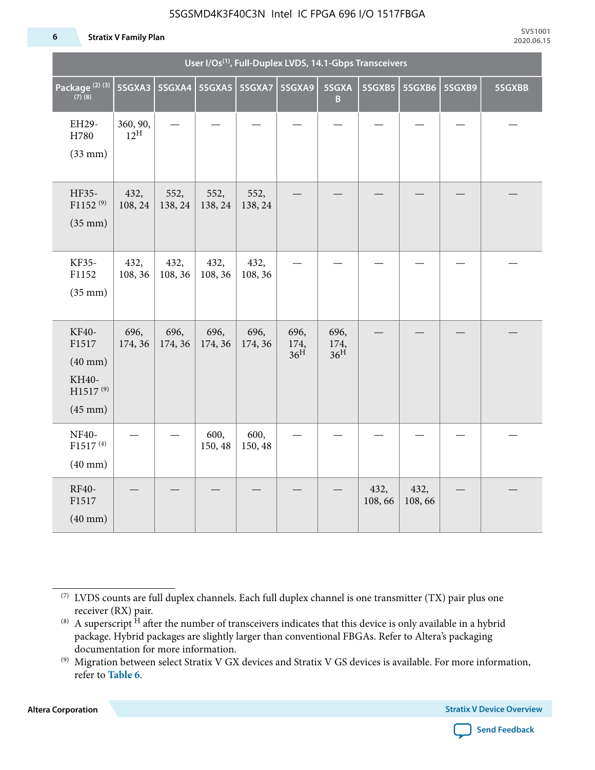| User I/Os[1], Full-Duplex LVDS, 14.1-Gbps Transceivers | | | | | | | | | | |
|---|---|---|---|---|---|---|---|---|---|---|
| Package [2] [3] [7] [8] | 5SGXA3 | 5SGXA4 | 5SGXA5 | 5SGXA7 | 5SGXA9 | 5SGXAB | 5SGXB5 | 5SGXB6 | 5SGXB9 | 5SGXBB |
| EH29-H780 (33 mm) | 360, 90, 12[H] | — | — | — | — | — | — | — | — | — |
| HF35-F1152 [9] (35 mm) | 432, 108, 24 | 552, 138, 24 | 552, 138, 24 | 552, 138, 24 | — | — | — | — | — | — |
| KF35-F1152 (35 mm) | 432, 108, 36 | 432, 108, 36 | 432, 108, 36 | 432, 108, 36 | — | — | — | — | — | — |
| KF40-F1517 (40 mm) KH40-H1517 [9] (45 mm) | 696, 174, 36 | 696, 174, 36 | 696, 174, 36 | 696, 174, 36 | 696, 174, 36[H] | 696, 174, 36[H] | — | — | — | — |
| NF40-F1517 [4] (40 mm) | — | — | 600, 150, 48 | 600, 150, 48 | — | — | — | — | — | — |
| RF40-F1517 (40 mm) | — | — | — | — | — | — | 432, 108, 66 | 432, 108, 66 | — | — |

(7) LVDS counts are full duplex channels. Each full duplex channel is one transmitter (TX) pair plus one receiver (RX) pair.

(8) A superscript H after the number of transceivers indicates that this device is only available in a hybrid package. Hybrid packages are slightly larger than conventional FBGAs. Refer to Altera's packaging documentation for more information.

(9) Migration between select Stratix V GX devices and Stratix V GS devices is available. For more information, refer to **Table 6**.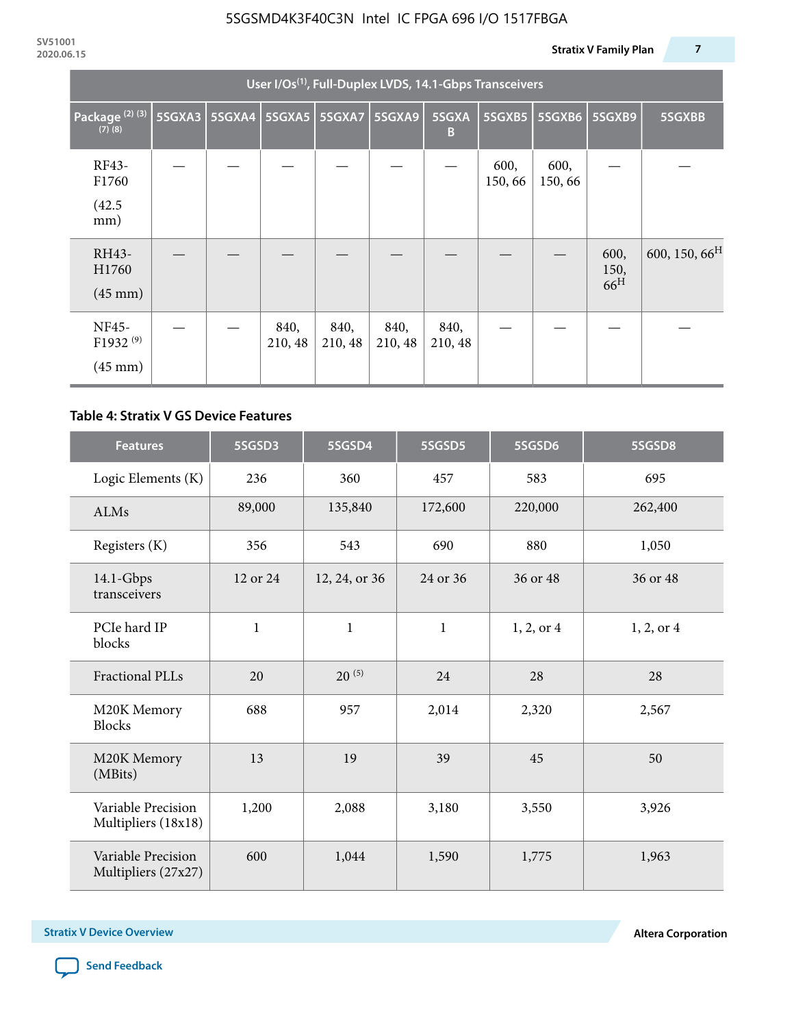| User I/Os(1), Full-Duplex LVDS, 14.1-Gbps Transceivers | | | | | | | | | | |
|---|---|---|---|---|---|---|---|---|---|---|
| Package (2) (3) (7) (8) | 5SGXA3 | 5SGXA4 | 5SGXA5 | 5SGXA7 | 5SGXA9 | 5SGXAB | 5SGXB5 | 5SGXB6 | 5SGXB9 | 5SGXBB |
| RF43-F1760 (42.5 mm) | — | — | — | — | — | — | 600, 150, 66 | 600, 150, 66 | — | — |
| RH43-H1760 (45 mm) | — | — | — | — | — | — | — | — | 600, 150, 66H | 600, 150, 66H |
| NF45-F1932 (9) (45 mm) | — | — | 840, 210, 48 | 840, 210, 48 | 840, 210, 48 | 840, 210, 48 | — | — | — | — |

### Table 4: Stratix V GS Device Features

| Features | 5SGSD3 | 5SGSD4 | 5SGSD5 | 5SGSD6 | 5SGSD8 |
|---|---|---|---|---|---|
| Logic Elements (K) | 236 | 360 | 457 | 583 | 695 |
| ALMs | 89,000 | 135,840 | 172,600 | 220,000 | 262,400 |
| Registers (K) | 356 | 543 | 690 | 880 | 1,050 |
| 14.1-Gbps transceivers | 12 or 24 | 12, 24, or 36 | 24 or 36 | 36 or 48 | 36 or 48 |
| PCIe hard IP blocks | 1 | 1 | 1 | 1, 2, or 4 | 1, 2, or 4 |
| Fractional PLLs | 20 | 20 (5) | 24 | 28 | 28 |
| M20K Memory Blocks | 688 | 957 | 2,014 | 2,320 | 2,567 |
| M20K Memory (MBits) | 13 | 19 | 39 | 45 | 50 |
| Variable Precision Multipliers (18x18) | 1,200 | 2,088 | 3,180 | 3,550 | 3,926 |
| Variable Precision Multipliers (27x27) | 600 | 1,044 | 1,590 | 1,775 | 1,963 |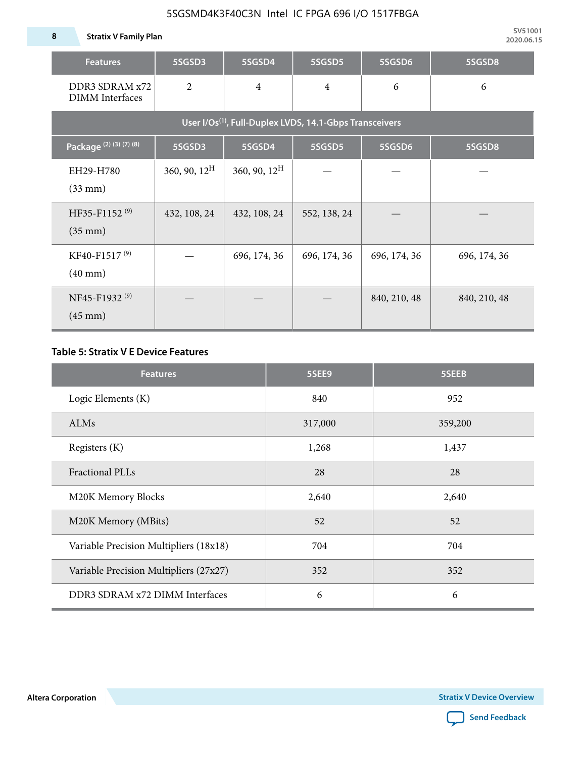| Features | 5SGSD3 | 5SGSD4 | 5SGSD5 | 5SGSD6 | 5SGSD8 |
|---|---|---|---|---|---|
| DDR3 SDRAM x72 DIMM Interfaces | 2 | 4 | 4 | 6 | 6 |
| User I/Os[(1)], Full-Duplex LVDS, 14.1-Gbps Transceivers | | | | | |
| Package [(2)] [(3)] [(7)] [(8)] | 5SGSD3 | 5SGSD4 | 5SGSD5 | 5SGSD6 | 5SGSD8 |
| EH29-H780 (33 mm) | 360, 90, 12[H] | 360, 90, 12[H] | — | — | — |
| HF35-F1152 [(9)] (35 mm) | 432, 108, 24 | 432, 108, 24 | 552, 138, 24 | — | — |
| KF40-F1517 [(9)] (40 mm) | — | 696, 174, 36 | 696, 174, 36 | 696, 174, 36 | 696, 174, 36 |
| NF45-F1932 [(9)] (45 mm) | — | — | — | 840, 210, 48 | 840, 210, 48 |

**Table 5: Stratix V E Device Features**

| Features | 5SEE9 | 5SEEB |
|---|---|---|
| Logic Elements (K) | 840 | 952 |
| ALMs | 317,000 | 359,200 |
| Registers (K) | 1,268 | 1,437 |
| Fractional PLLs | 28 | 28 |
| M20K Memory Blocks | 2,640 | 2,640 |
| M20K Memory (MBits) | 52 | 52 |
| Variable Precision Multipliers (18x18) | 704 | 704 |
| Variable Precision Multipliers (27x27) | 352 | 352 |
| DDR3 SDRAM x72 DIMM Interfaces | 6 | 6 |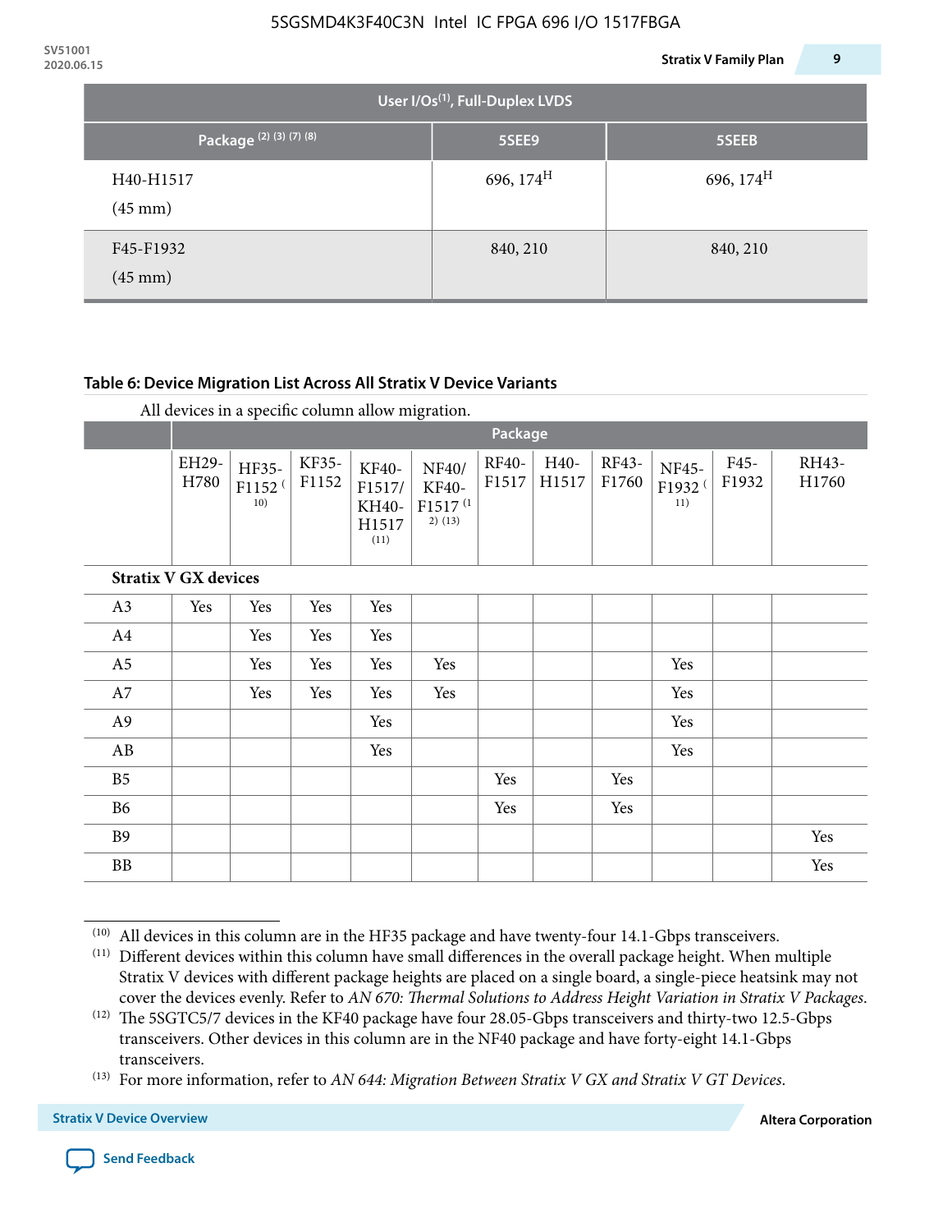| User I/Os(1), Full-Duplex LVDS | | |
|---|---|---|
| Package (2) (3) (7) (8) | 5SEE9 | 5SEEB |
| H40-H1517 (45 mm) | 696, 174H | 696, 174H |
| F45-F1932 (45 mm) | 840, 210 | 840, 210 |

**Table 6: Device Migration List Across All Stratix V Device Variants**

All devices in a specific column allow migration.

| | Package | | | | | | | | | | |
|---|---|---|---|---|---|---|---|---|---|---|---|
| | EH29-H780 | HF35-F1152 (10) | KF35-F1152 | KF40-F1517/ KH40-H1517 (11) | NF40/ KF40-F1517 (12) (13) | RF40-F1517 | H40-H1517 | RF43-F1760 | NF45-F1932 (11) | F45-F1932 | RH43-H1760 |
| **Stratix V GX devices** | | | | | | | | | | | |
| A3 | Yes | Yes | Yes | Yes | | | | | | | |
| A4 | | Yes | Yes | Yes | | | | | | | |
| A5 | | Yes | Yes | Yes | Yes | | | | Yes | | |
| A7 | | Yes | Yes | Yes | Yes | | | | Yes | | |
| A9 | | | | Yes | | | | | Yes | | |
| AB | | | | Yes | | | | | Yes | | |
| B5 | | | | | | Yes | | Yes | | | |
| B6 | | | | | | Yes | | Yes | | | |
| B9 | | | | | | | | | | | Yes |
| BB | | | | | | | | | | | Yes |

(10) All devices in this column are in the HF35 package and have twenty-four 14.1-Gbps transceivers.

(11) Different devices within this column have small differences in the overall package height. When multiple Stratix V devices with different package heights are placed on a single board, a single-piece heatsink may not cover the devices evenly. Refer to *AN 670: Thermal Solutions to Address Height Variation in Stratix V Packages*.

(12) The 5SGTC5/7 devices in the KF40 package have four 28.05-Gbps transceivers and thirty-two 12.5-Gbps transceivers. Other devices in this column are in the NF40 package and have forty-eight 14.1-Gbps transceivers.

(13) For more information, refer to *AN 644: Migration Between Stratix V GX and Stratix V GT Devices*.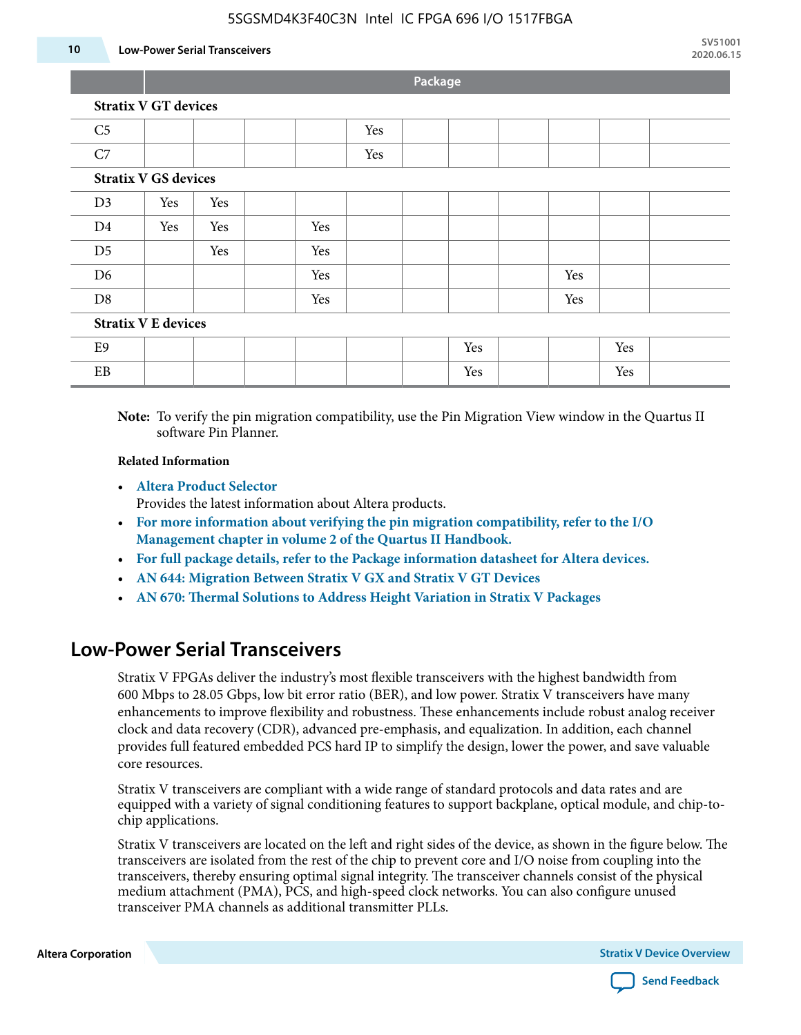| | Package | | | | | | | | | | |
|---|---|---|---|---|---|---|---|---|---|---|---|
| **Stratix V GT devices** | | | | | | | | | | | |
| C5 | | | | | Yes | | | | | | |
| C7 | | | | | Yes | | | | | | |
| **Stratix V GS devices** | | | | | | | | | | | |
| D3 | Yes | Yes | | | | | | | | | |
| D4 | Yes | Yes | | Yes | | | | | | | |
| D5 | | Yes | | Yes | | | | | | | |
| D6 | | | | Yes | | | | | Yes | | |
| D8 | | | | Yes | | | | | Yes | | |
| **Stratix V E devices** | | | | | | | | | | | |
| E9 | | | | | | | Yes | | | Yes | |
| EB | | | | | | | Yes | | | Yes | |

**Note:** To verify the pin migration compatibility, use the Pin Migration View window in the Quartus II software Pin Planner.

**Related Information**

- **Altera Product Selector**
  Provides the latest information about Altera products.
- **For more information about verifying the pin migration compatibility, refer to the I/O Management chapter in volume 2 of the Quartus II Handbook.**
- **For full package details, refer to the Package information datasheet for Altera devices.**
- **AN 644: Migration Between Stratix V GX and Stratix V GT Devices**
- **AN 670: Thermal Solutions to Address Height Variation in Stratix V Packages**

## Low-Power Serial Transceivers

Stratix V FPGAs deliver the industry's most flexible transceivers with the highest bandwidth from 600 Mbps to 28.05 Gbps, low bit error ratio (BER), and low power. Stratix V transceivers have many enhancements to improve flexibility and robustness. These enhancements include robust analog receiver clock and data recovery (CDR), advanced pre-emphasis, and equalization. In addition, each channel provides full featured embedded PCS hard IP to simplify the design, lower the power, and save valuable core resources.

Stratix V transceivers are compliant with a wide range of standard protocols and data rates and are equipped with a variety of signal conditioning features to support backplane, optical module, and chip-to-chip applications.

Stratix V transceivers are located on the left and right sides of the device, as shown in the figure below. The transceivers are isolated from the rest of the chip to prevent core and I/O noise from coupling into the transceivers, thereby ensuring optimal signal integrity. The transceiver channels consist of the physical medium attachment (PMA), PCS, and high-speed clock networks. You can also configure unused transceiver PMA channels as additional transmitter PLLs.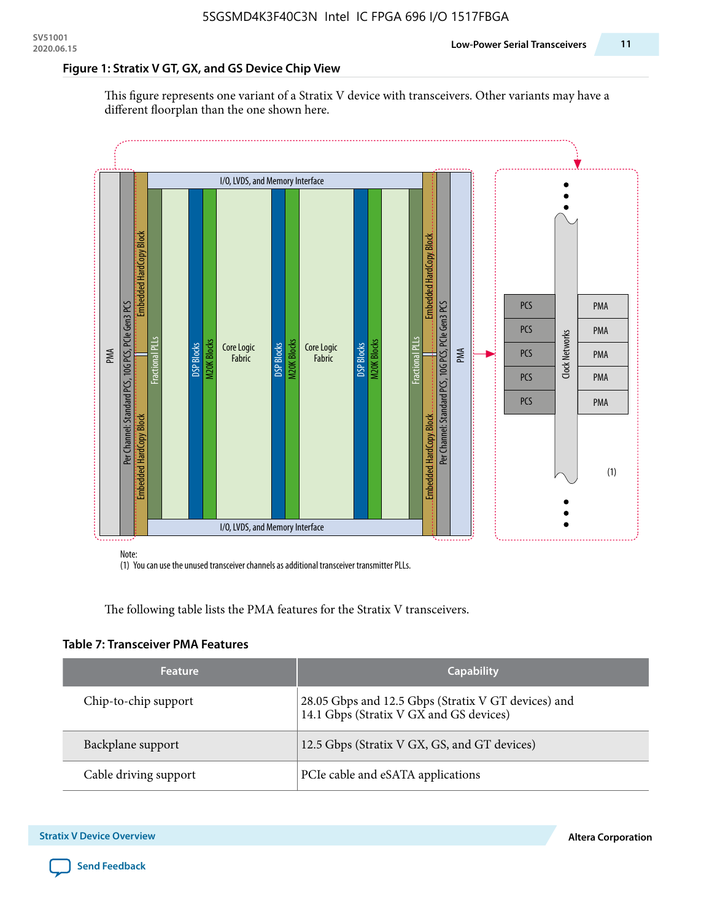### Figure 1: Stratix V GT, GX, and GS Device Chip View

This figure represents one variant of a Stratix V device with transceivers. Other variants may have a different floorplan than the one shown here.

Note:
(1) You can use the unused transceiver channels as additional transceiver transmitter PLLs.

The following table lists the PMA features for the Stratix V transceivers.

### Table 7: Transceiver PMA Features

| Feature | Capability |
|---|---|
| Chip-to-chip support | 28.05 Gbps and 12.5 Gbps (Stratix V GT devices) and 14.1 Gbps (Stratix V GX and GS devices) |
| Backplane support | 12.5 Gbps (Stratix V GX, GS, and GT devices) |
| Cable driving support | PCIe cable and eSATA applications |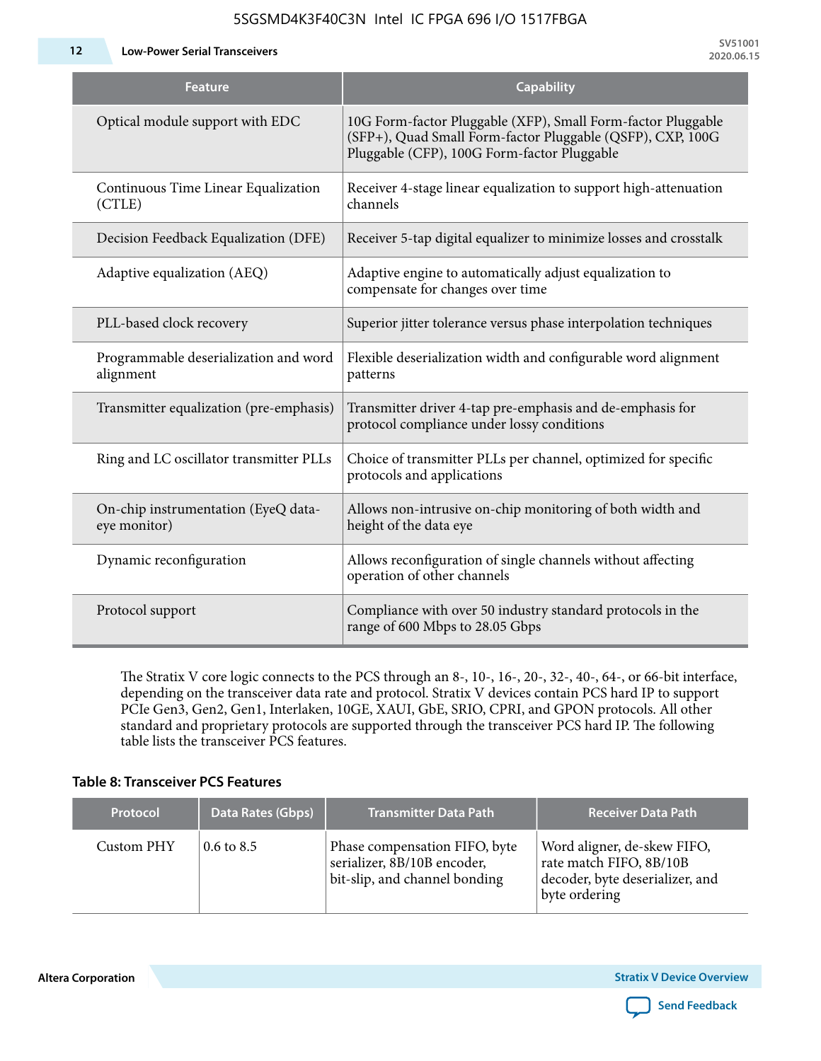| Feature | Capability |
| --- | --- |
| Optical module support with EDC | 10G Form-factor Pluggable (XFP), Small Form-factor Pluggable (SFP+), Quad Small Form-factor Pluggable (QSFP), CXP, 100G Pluggable (CFP), 100G Form-factor Pluggable |
| Continuous Time Linear Equalization (CTLE) | Receiver 4-stage linear equalization to support high-attenuation channels |
| Decision Feedback Equalization (DFE) | Receiver 5-tap digital equalizer to minimize losses and crosstalk |
| Adaptive equalization (AEQ) | Adaptive engine to automatically adjust equalization to compensate for changes over time |
| PLL-based clock recovery | Superior jitter tolerance versus phase interpolation techniques |
| Programmable deserialization and word alignment | Flexible deserialization width and configurable word alignment patterns |
| Transmitter equalization (pre-emphasis) | Transmitter driver 4-tap pre-emphasis and de-emphasis for protocol compliance under lossy conditions |
| Ring and LC oscillator transmitter PLLs | Choice of transmitter PLLs per channel, optimized for specific protocols and applications |
| On-chip instrumentation (EyeQ data-eye monitor) | Allows non-intrusive on-chip monitoring of both width and height of the data eye |
| Dynamic reconfiguration | Allows reconfiguration of single channels without affecting operation of other channels |
| Protocol support | Compliance with over 50 industry standard protocols in the range of 600 Mbps to 28.05 Gbps |

The Stratix V core logic connects to the PCS through an 8-, 10-, 16-, 20-, 32-, 40-, 64-, or 66-bit interface, depending on the transceiver data rate and protocol. Stratix V devices contain PCS hard IP to support PCIe Gen3, Gen2, Gen1, Interlaken, 10GE, XAUI, GbE, SRIO, CPRI, and GPON protocols. All other standard and proprietary protocols are supported through the transceiver PCS hard IP. The following table lists the transceiver PCS features.

**Table 8: Transceiver PCS Features**

| Protocol | Data Rates (Gbps) | Transmitter Data Path | Receiver Data Path |
| --- | --- | --- | --- |
| Custom PHY | 0.6 to 8.5 | Phase compensation FIFO, byte serializer, 8B/10B encoder, bit-slip, and channel bonding | Word aligner, de-skew FIFO, rate match FIFO, 8B/10B decoder, byte deserializer, and byte ordering |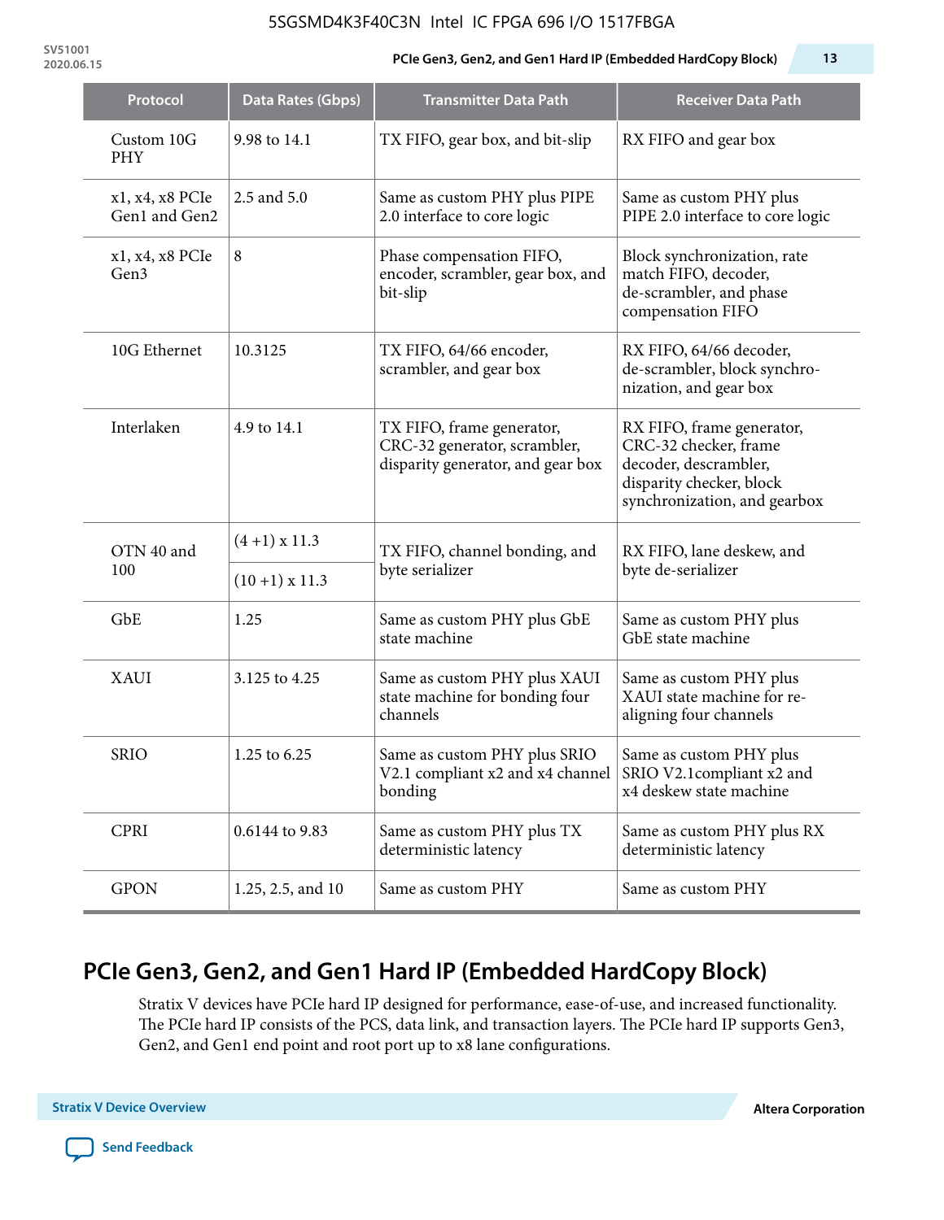| Protocol | Data Rates (Gbps) | Transmitter Data Path | Receiver Data Path |
|---|---|---|---|
| Custom 10G PHY | 9.98 to 14.1 | TX FIFO, gear box, and bit-slip | RX FIFO and gear box |
| x1, x4, x8 PCIe Gen1 and Gen2 | 2.5 and 5.0 | Same as custom PHY plus PIPE 2.0 interface to core logic | Same as custom PHY plus PIPE 2.0 interface to core logic |
| x1, x4, x8 PCIe Gen3 | 8 | Phase compensation FIFO, encoder, scrambler, gear box, and bit-slip | Block synchronization, rate match FIFO, decoder, de-scrambler, and phase compensation FIFO |
| 10G Ethernet | 10.3125 | TX FIFO, 64/66 encoder, scrambler, and gear box | RX FIFO, 64/66 decoder, de-scrambler, block synchro-nization, and gear box |
| Interlaken | 4.9 to 14.1 | TX FIFO, frame generator, CRC-32 generator, scrambler, disparity generator, and gear box | RX FIFO, frame generator, CRC-32 checker, frame decoder, descrambler, disparity checker, block synchronization, and gearbox |
| OTN 40 and 100 | (4 +1) x 11.3 | TX FIFO, channel bonding, and byte serializer | RX FIFO, lane deskew, and byte de-serializer |
| | (10 +1) x 11.3 | | |
| GbE | 1.25 | Same as custom PHY plus GbE state machine | Same as custom PHY plus GbE state machine |
| XAUI | 3.125 to 4.25 | Same as custom PHY plus XAUI state machine for bonding four channels | Same as custom PHY plus XAUI state machine for re-aligning four channels |
| SRIO | 1.25 to 6.25 | Same as custom PHY plus SRIO V2.1 compliant x2 and x4 channel bonding | Same as custom PHY plus SRIO V2.1compliant x2 and x4 deskew state machine |
| CPRI | 0.6144 to 9.83 | Same as custom PHY plus TX deterministic latency | Same as custom PHY plus RX deterministic latency |
| GPON | 1.25, 2.5, and 10 | Same as custom PHY | Same as custom PHY |

## PCIe Gen3, Gen2, and Gen1 Hard IP (Embedded HardCopy Block)

Stratix V devices have PCIe hard IP designed for performance, ease-of-use, and increased functionality. The PCIe hard IP consists of the PCS, data link, and transaction layers. The PCIe hard IP supports Gen3, Gen2, and Gen1 end point and root port up to x8 lane configurations.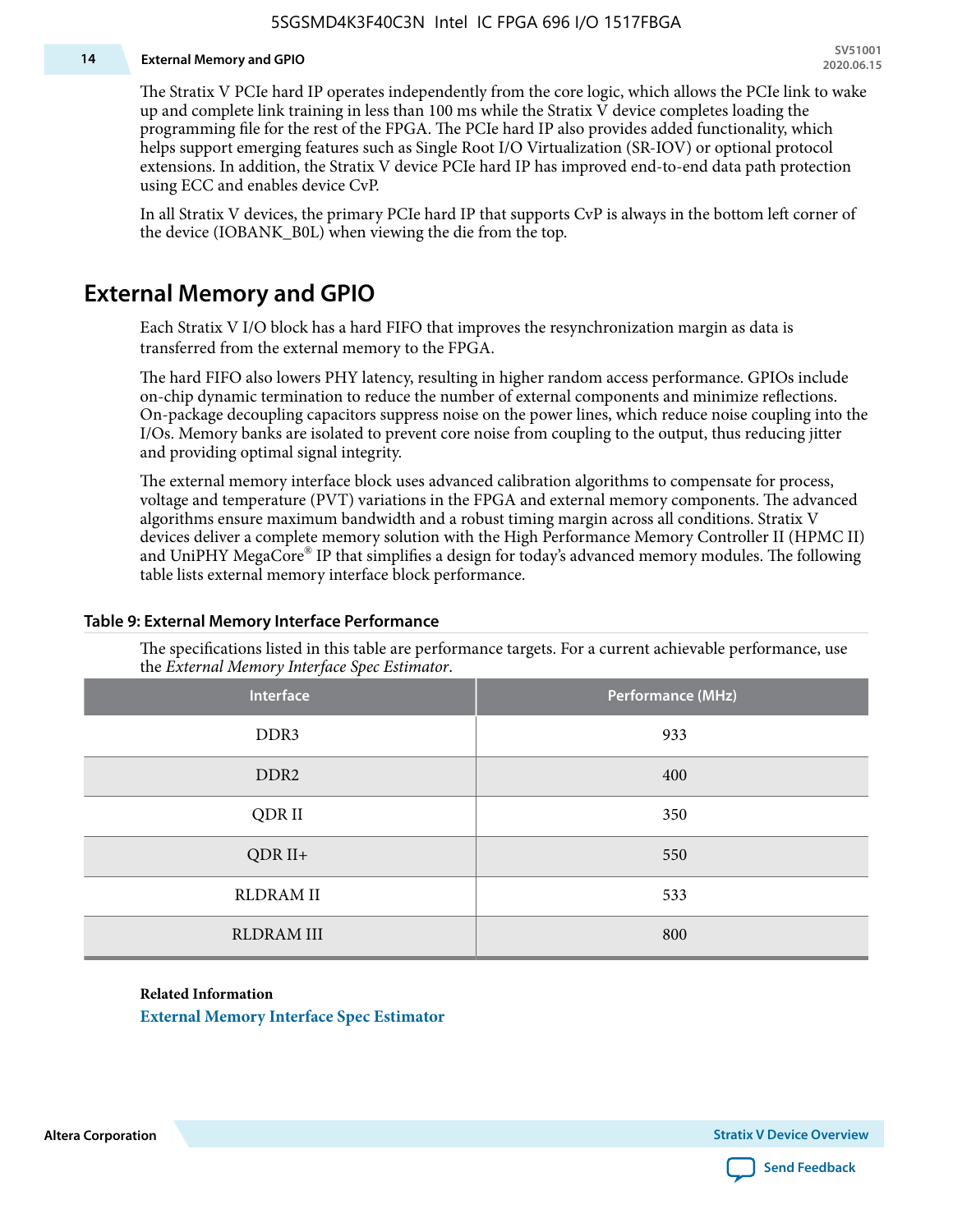The Stratix V PCIe hard IP operates independently from the core logic, which allows the PCIe link to wake up and complete link training in less than 100 ms while the Stratix V device completes loading the programming file for the rest of the FPGA. The PCIe hard IP also provides added functionality, which helps support emerging features such as Single Root I/O Virtualization (SR-IOV) or optional protocol extensions. In addition, the Stratix V device PCIe hard IP has improved end-to-end data path protection using ECC and enables device CvP.

In all Stratix V devices, the primary PCIe hard IP that supports CvP is always in the bottom left corner of the device (IOBANK_B0L) when viewing the die from the top.

## External Memory and GPIO

Each Stratix V I/O block has a hard FIFO that improves the resynchronization margin as data is transferred from the external memory to the FPGA.

The hard FIFO also lowers PHY latency, resulting in higher random access performance. GPIOs include on-chip dynamic termination to reduce the number of external components and minimize reflections. On-package decoupling capacitors suppress noise on the power lines, which reduce noise coupling into the I/Os. Memory banks are isolated to prevent core noise from coupling to the output, thus reducing jitter and providing optimal signal integrity.

The external memory interface block uses advanced calibration algorithms to compensate for process, voltage and temperature (PVT) variations in the FPGA and external memory components. The advanced algorithms ensure maximum bandwidth and a robust timing margin across all conditions. Stratix V devices deliver a complete memory solution with the High Performance Memory Controller II (HPMC II) and UniPHY MegaCore® IP that simplifies a design for today's advanced memory modules. The following table lists external memory interface block performance.

**Table 9: External Memory Interface Performance**

The specifications listed in this table are performance targets. For a current achievable performance, use the *External Memory Interface Spec Estimator*.

| Interface | Performance (MHz) |
|---|---|
| DDR3 | 933 |
| DDR2 | 400 |
| QDR II | 350 |
| QDR II+ | 550 |
| RLDRAM II | 533 |
| RLDRAM III | 800 |

**Related Information**

External Memory Interface Spec Estimator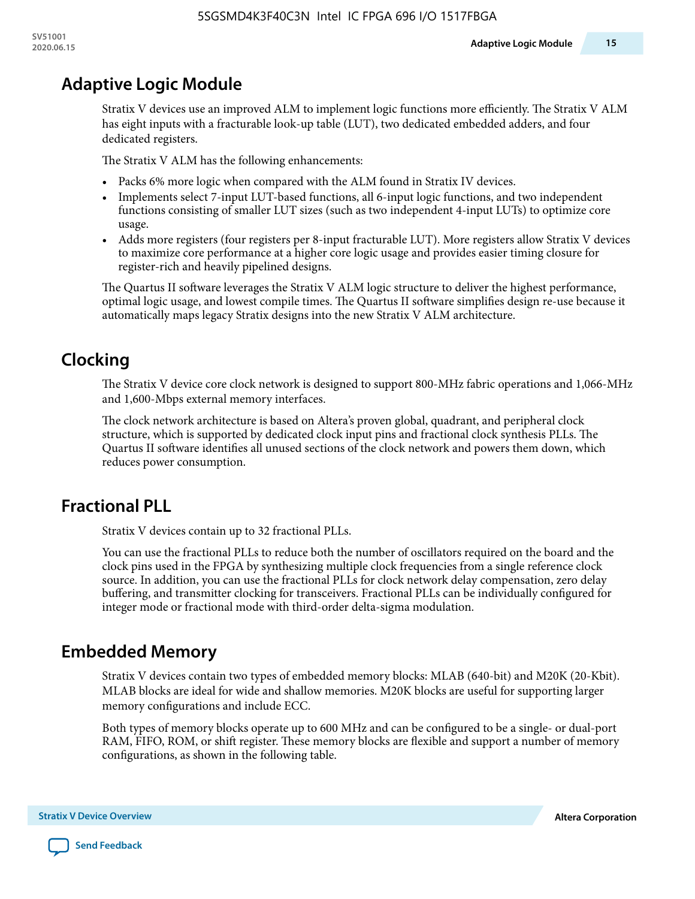## Adaptive Logic Module

Stratix V devices use an improved ALM to implement logic functions more efficiently. The Stratix V ALM has eight inputs with a fracturable look-up table (LUT), two dedicated embedded adders, and four dedicated registers.

The Stratix V ALM has the following enhancements:

- Packs 6% more logic when compared with the ALM found in Stratix IV devices.
- Implements select 7-input LUT-based functions, all 6-input logic functions, and two independent functions consisting of smaller LUT sizes (such as two independent 4-input LUTs) to optimize core usage.
- Adds more registers (four registers per 8-input fracturable LUT). More registers allow Stratix V devices to maximize core performance at a higher core logic usage and provides easier timing closure for register-rich and heavily pipelined designs.

The Quartus II software leverages the Stratix V ALM logic structure to deliver the highest performance, optimal logic usage, and lowest compile times. The Quartus II software simplifies design re-use because it automatically maps legacy Stratix designs into the new Stratix V ALM architecture.

## Clocking

The Stratix V device core clock network is designed to support 800-MHz fabric operations and 1,066-MHz and 1,600-Mbps external memory interfaces.

The clock network architecture is based on Altera's proven global, quadrant, and peripheral clock structure, which is supported by dedicated clock input pins and fractional clock synthesis PLLs. The Quartus II software identifies all unused sections of the clock network and powers them down, which reduces power consumption.

## Fractional PLL

Stratix V devices contain up to 32 fractional PLLs.

You can use the fractional PLLs to reduce both the number of oscillators required on the board and the clock pins used in the FPGA by synthesizing multiple clock frequencies from a single reference clock source. In addition, you can use the fractional PLLs for clock network delay compensation, zero delay buffering, and transmitter clocking for transceivers. Fractional PLLs can be individually configured for integer mode or fractional mode with third-order delta-sigma modulation.

## Embedded Memory

Stratix V devices contain two types of embedded memory blocks: MLAB (640-bit) and M20K (20-Kbit). MLAB blocks are ideal for wide and shallow memories. M20K blocks are useful for supporting larger memory configurations and include ECC.

Both types of memory blocks operate up to 600 MHz and can be configured to be a single- or dual-port RAM, FIFO, ROM, or shift register. These memory blocks are flexible and support a number of memory configurations, as shown in the following table.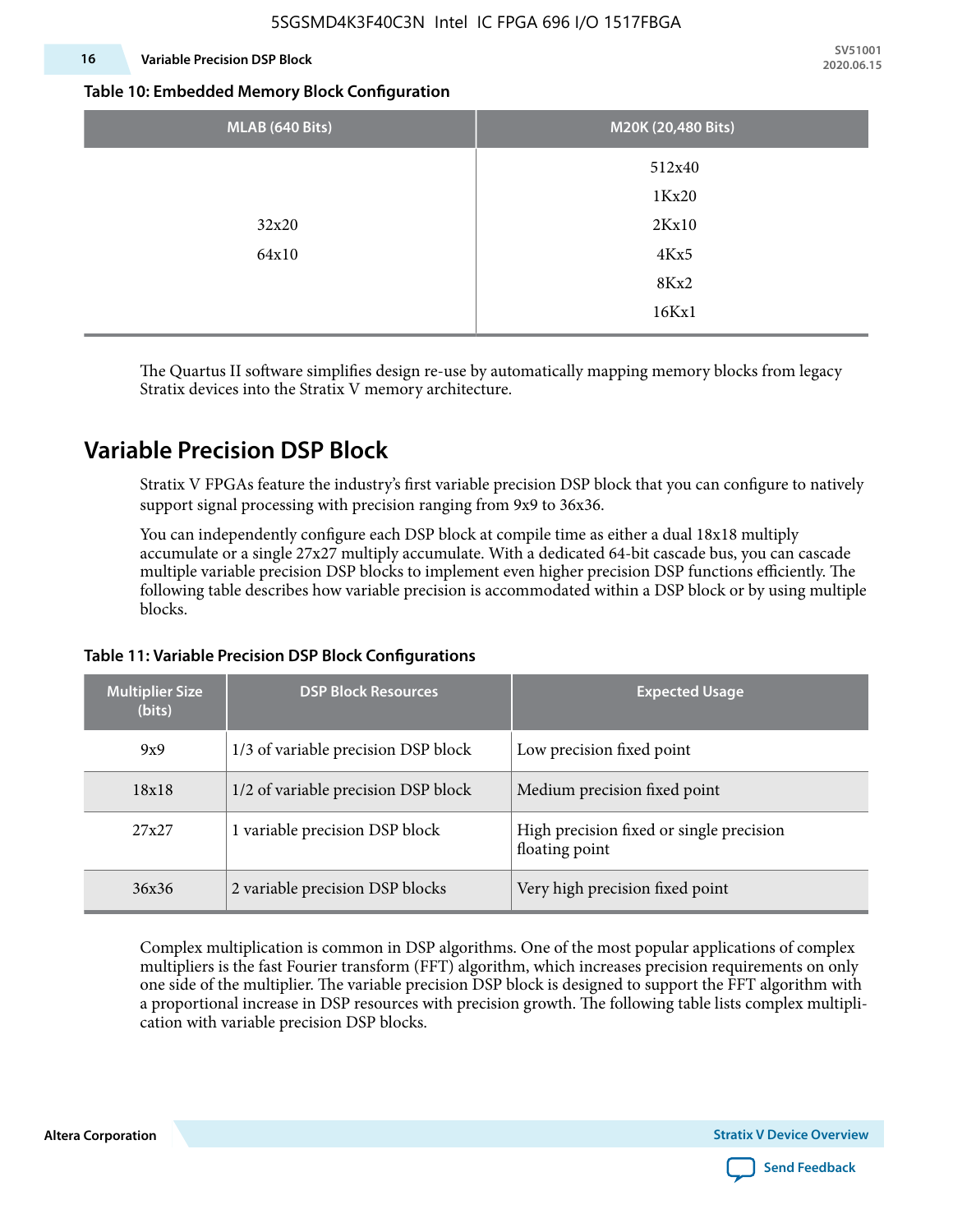**Table 10: Embedded Memory Block Configuration**

| MLAB (640 Bits) | M20K (20,480 Bits) |
|---|---|
| 32x20<br>64x10 | 512x40<br>1Kx20<br>2Kx10<br>4Kx5<br>8Kx2<br>16Kx1 |

The Quartus II software simplifies design re-use by automatically mapping memory blocks from legacy Stratix devices into the Stratix V memory architecture.

## Variable Precision DSP Block

Stratix V FPGAs feature the industry's first variable precision DSP block that you can configure to natively support signal processing with precision ranging from 9x9 to 36x36.

You can independently configure each DSP block at compile time as either a dual 18x18 multiply accumulate or a single 27x27 multiply accumulate. With a dedicated 64-bit cascade bus, you can cascade multiple variable precision DSP blocks to implement even higher precision DSP functions efficiently. The following table describes how variable precision is accommodated within a DSP block or by using multiple blocks.

**Table 11: Variable Precision DSP Block Configurations**

| Multiplier Size (bits) | DSP Block Resources | Expected Usage |
|---|---|---|
| 9x9 | 1/3 of variable precision DSP block | Low precision fixed point |
| 18x18 | 1/2 of variable precision DSP block | Medium precision fixed point |
| 27x27 | 1 variable precision DSP block | High precision fixed or single precision floating point |
| 36x36 | 2 variable precision DSP blocks | Very high precision fixed point |

Complex multiplication is common in DSP algorithms. One of the most popular applications of complex multipliers is the fast Fourier transform (FFT) algorithm, which increases precision requirements on only one side of the multiplier. The variable precision DSP block is designed to support the FFT algorithm with a proportional increase in DSP resources with precision growth. The following table lists complex multiplication with variable precision DSP blocks.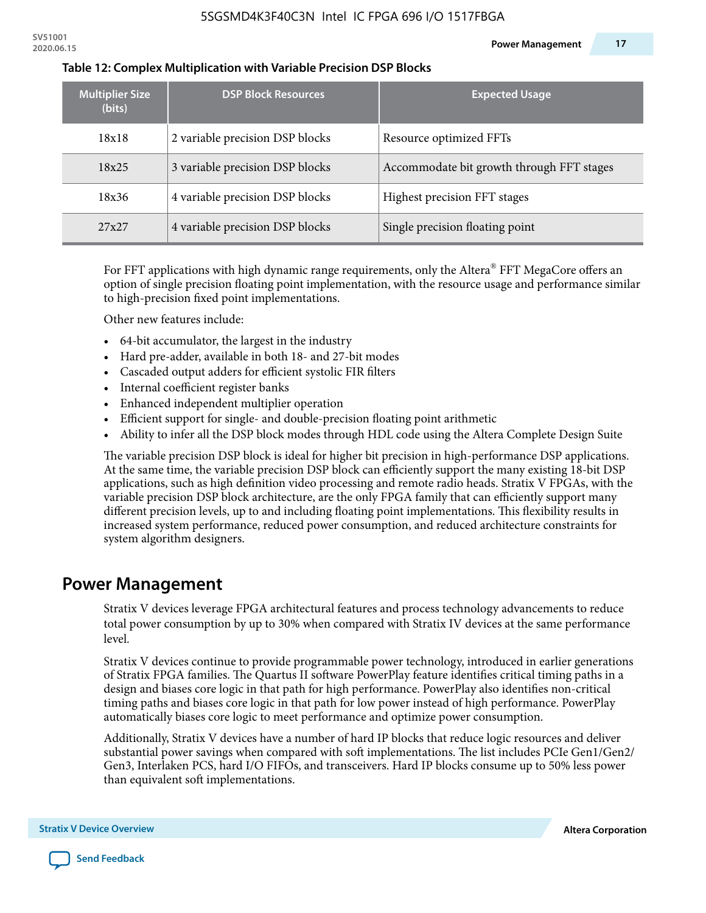**Table 12: Complex Multiplication with Variable Precision DSP Blocks**

| Multiplier Size (bits) | DSP Block Resources | Expected Usage |
| --- | --- | --- |
| 18x18 | 2 variable precision DSP blocks | Resource optimized FFTs |
| 18x25 | 3 variable precision DSP blocks | Accommodate bit growth through FFT stages |
| 18x36 | 4 variable precision DSP blocks | Highest precision FFT stages |
| 27x27 | 4 variable precision DSP blocks | Single precision floating point |

For FFT applications with high dynamic range requirements, only the Altera® FFT MegaCore offers an option of single precision floating point implementation, with the resource usage and performance similar to high-precision fixed point implementations.

Other new features include:

- 64-bit accumulator, the largest in the industry
- Hard pre-adder, available in both 18- and 27-bit modes
- Cascaded output adders for efficient systolic FIR filters
- Internal coefficient register banks
- Enhanced independent multiplier operation
- Efficient support for single- and double-precision floating point arithmetic
- Ability to infer all the DSP block modes through HDL code using the Altera Complete Design Suite

The variable precision DSP block is ideal for higher bit precision in high-performance DSP applications. At the same time, the variable precision DSP block can efficiently support the many existing 18-bit DSP applications, such as high definition video processing and remote radio heads. Stratix V FPGAs, with the variable precision DSP block architecture, are the only FPGA family that can efficiently support many different precision levels, up to and including floating point implementations. This flexibility results in increased system performance, reduced power consumption, and reduced architecture constraints for system algorithm designers.

## Power Management

Stratix V devices leverage FPGA architectural features and process technology advancements to reduce total power consumption by up to 30% when compared with Stratix IV devices at the same performance level.

Stratix V devices continue to provide programmable power technology, introduced in earlier generations of Stratix FPGA families. The Quartus II software PowerPlay feature identifies critical timing paths in a design and biases core logic in that path for high performance. PowerPlay also identifies non-critical timing paths and biases core logic in that path for low power instead of high performance. PowerPlay automatically biases core logic to meet performance and optimize power consumption.

Additionally, Stratix V devices have a number of hard IP blocks that reduce logic resources and deliver substantial power savings when compared with soft implementations. The list includes PCIe Gen1/Gen2/Gen3, Interlaken PCS, hard I/O FIFOs, and transceivers. Hard IP blocks consume up to 50% less power than equivalent soft implementations.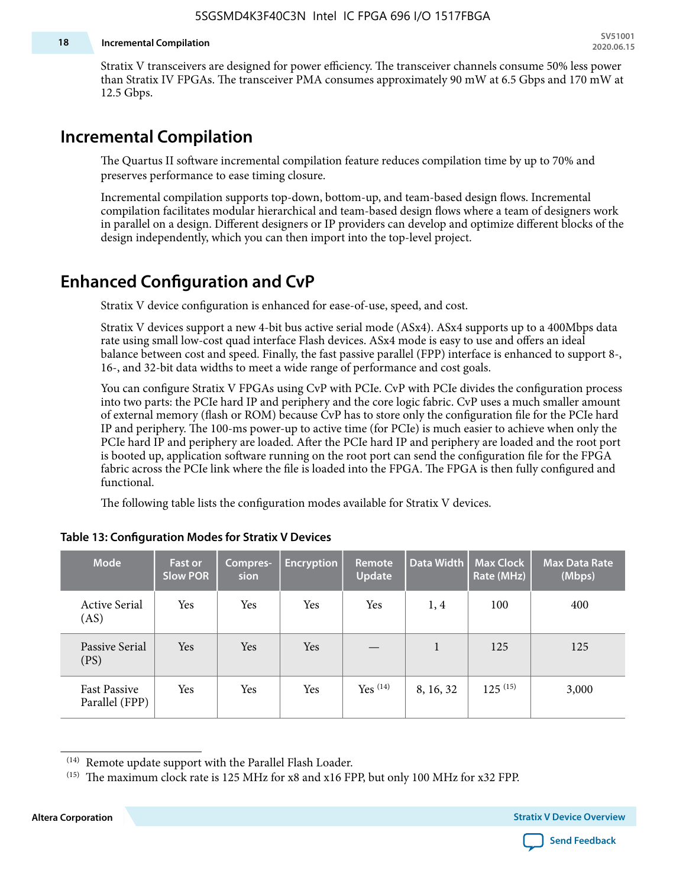Stratix V transceivers are designed for power efficiency. The transceiver channels consume 50% less power than Stratix IV FPGAs. The transceiver PMA consumes approximately 90 mW at 6.5 Gbps and 170 mW at 12.5 Gbps.

## Incremental Compilation

The Quartus II software incremental compilation feature reduces compilation time by up to 70% and preserves performance to ease timing closure.

Incremental compilation supports top-down, bottom-up, and team-based design flows. Incremental compilation facilitates modular hierarchical and team-based design flows where a team of designers work in parallel on a design. Different designers or IP providers can develop and optimize different blocks of the design independently, which you can then import into the top-level project.

## Enhanced Configuration and CvP

Stratix V device configuration is enhanced for ease-of-use, speed, and cost.

Stratix V devices support a new 4-bit bus active serial mode (ASx4). ASx4 supports up to a 400Mbps data rate using small low-cost quad interface Flash devices. ASx4 mode is easy to use and offers an ideal balance between cost and speed. Finally, the fast passive parallel (FPP) interface is enhanced to support 8-, 16-, and 32-bit data widths to meet a wide range of performance and cost goals.

You can configure Stratix V FPGAs using CvP with PCIe. CvP with PCIe divides the configuration process into two parts: the PCIe hard IP and periphery and the core logic fabric. CvP uses a much smaller amount of external memory (flash or ROM) because CvP has to store only the configuration file for the PCIe hard IP and periphery. The 100-ms power-up to active time (for PCIe) is much easier to achieve when only the PCIe hard IP and periphery are loaded. After the PCIe hard IP and periphery are loaded and the root port is booted up, application software running on the root port can send the configuration file for the FPGA fabric across the PCIe link where the file is loaded into the FPGA. The FPGA is then fully configured and functional.

The following table lists the configuration modes available for Stratix V devices.

**Table 13: Configuration Modes for Stratix V Devices**

| Mode | Fast or Slow POR | Compression | Encryption | Remote Update | Data Width | Max Clock Rate (MHz) | Max Data Rate (Mbps) |
|---|---|---|---|---|---|---|---|
| Active Serial (AS) | Yes | Yes | Yes | Yes | 1, 4 | 100 | 400 |
| Passive Serial (PS) | Yes | Yes | Yes | — | 1 | 125 | 125 |
| Fast Passive Parallel (FPP) | Yes | Yes | Yes | Yes [14] | 8, 16, 32 | 125 [15] | 3,000 |

[14] Remote update support with the Parallel Flash Loader.

[15] The maximum clock rate is 125 MHz for x8 and x16 FPP, but only 100 MHz for x32 FPP.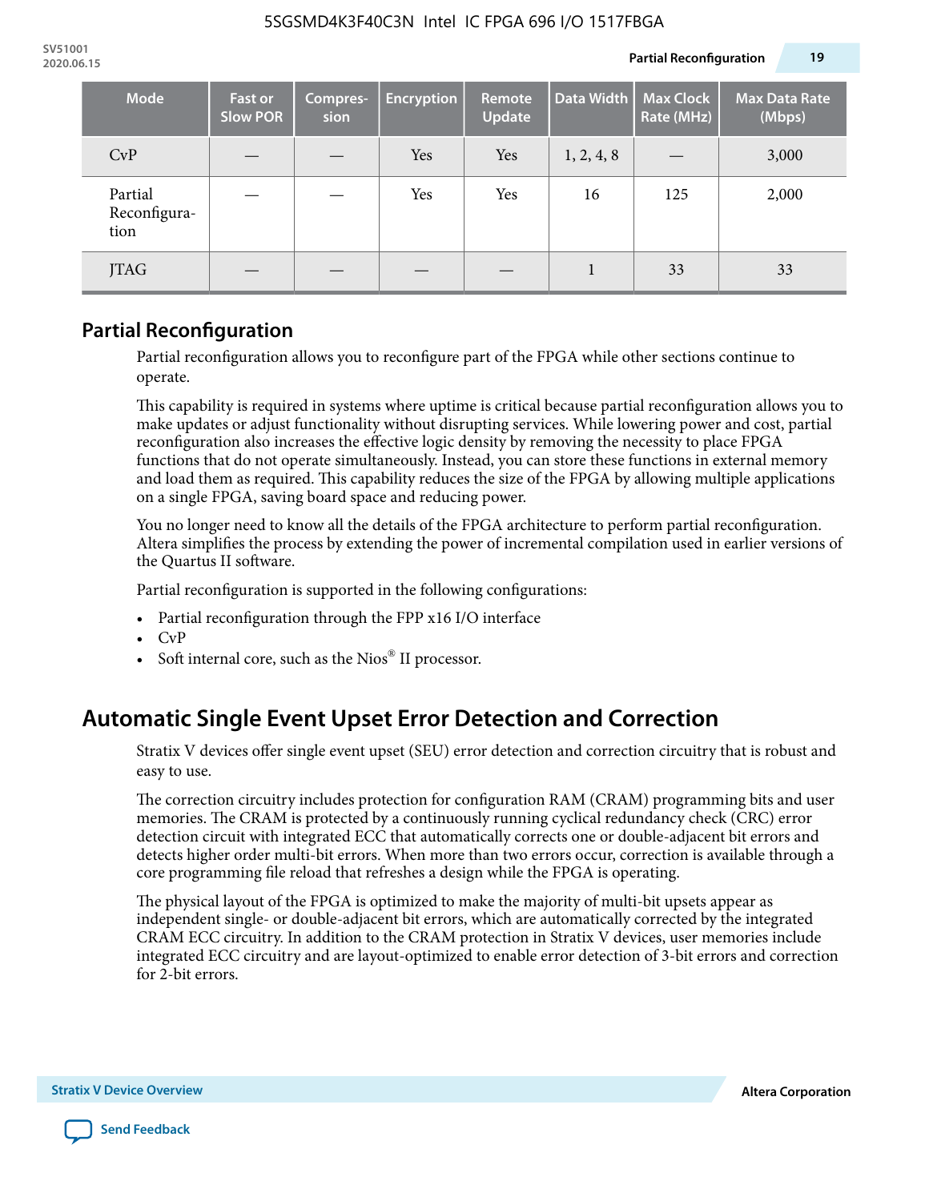| Mode | Fast or Slow POR | Compres-sion | Encryption | Remote Update | Data Width | Max Clock Rate (MHz) | Max Data Rate (Mbps) |
|---|---|---|---|---|---|---|---|
| CvP | — | — | Yes | Yes | 1, 2, 4, 8 | — | 3,000 |
| Partial Reconfigura-tion | — | — | Yes | Yes | 16 | 125 | 2,000 |
| JTAG | — | — | — | — | 1 | 33 | 33 |

## Partial Reconfiguration

Partial reconfiguration allows you to reconfigure part of the FPGA while other sections continue to operate.

This capability is required in systems where uptime is critical because partial reconfiguration allows you to make updates or adjust functionality without disrupting services. While lowering power and cost, partial reconfiguration also increases the effective logic density by removing the necessity to place FPGA functions that do not operate simultaneously. Instead, you can store these functions in external memory and load them as required. This capability reduces the size of the FPGA by allowing multiple applications on a single FPGA, saving board space and reducing power.

You no longer need to know all the details of the FPGA architecture to perform partial reconfiguration. Altera simplifies the process by extending the power of incremental compilation used in earlier versions of the Quartus II software.

Partial reconfiguration is supported in the following configurations:

- Partial reconfiguration through the FPP x16 I/O interface
- CvP
- Soft internal core, such as the Nios® II processor.

# Automatic Single Event Upset Error Detection and Correction

Stratix V devices offer single event upset (SEU) error detection and correction circuitry that is robust and easy to use.

The correction circuitry includes protection for configuration RAM (CRAM) programming bits and user memories. The CRAM is protected by a continuously running cyclical redundancy check (CRC) error detection circuit with integrated ECC that automatically corrects one or double-adjacent bit errors and detects higher order multi-bit errors. When more than two errors occur, correction is available through a core programming file reload that refreshes a design while the FPGA is operating.

The physical layout of the FPGA is optimized to make the majority of multi-bit upsets appear as independent single- or double-adjacent bit errors, which are automatically corrected by the integrated CRAM ECC circuitry. In addition to the CRAM protection in Stratix V devices, user memories include integrated ECC circuitry and are layout-optimized to enable error detection of 3-bit errors and correction for 2-bit errors.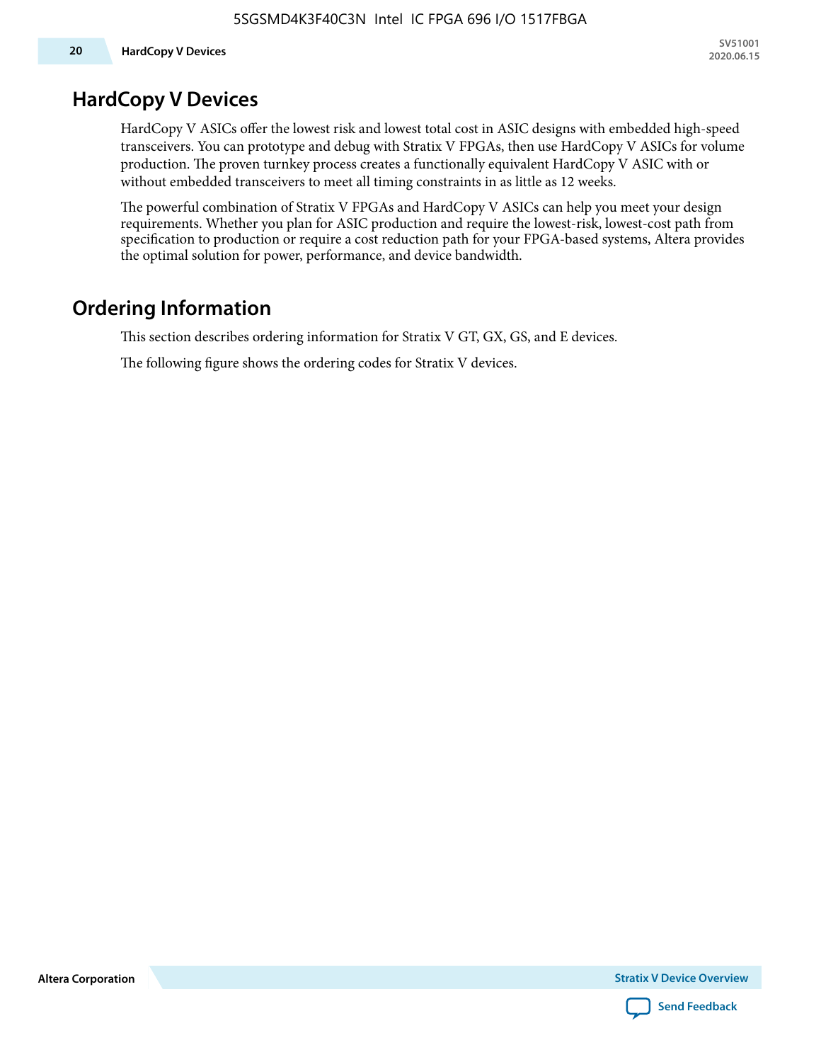## HardCopy V Devices

HardCopy V ASICs offer the lowest risk and lowest total cost in ASIC designs with embedded high-speed transceivers. You can prototype and debug with Stratix V FPGAs, then use HardCopy V ASICs for volume production. The proven turnkey process creates a functionally equivalent HardCopy V ASIC with or without embedded transceivers to meet all timing constraints in as little as 12 weeks.

The powerful combination of Stratix V FPGAs and HardCopy V ASICs can help you meet your design requirements. Whether you plan for ASIC production and require the lowest-risk, lowest-cost path from specification to production or require a cost reduction path for your FPGA-based systems, Altera provides the optimal solution for power, performance, and device bandwidth.

## Ordering Information

This section describes ordering information for Stratix V GT, GX, GS, and E devices.

The following figure shows the ordering codes for Stratix V devices.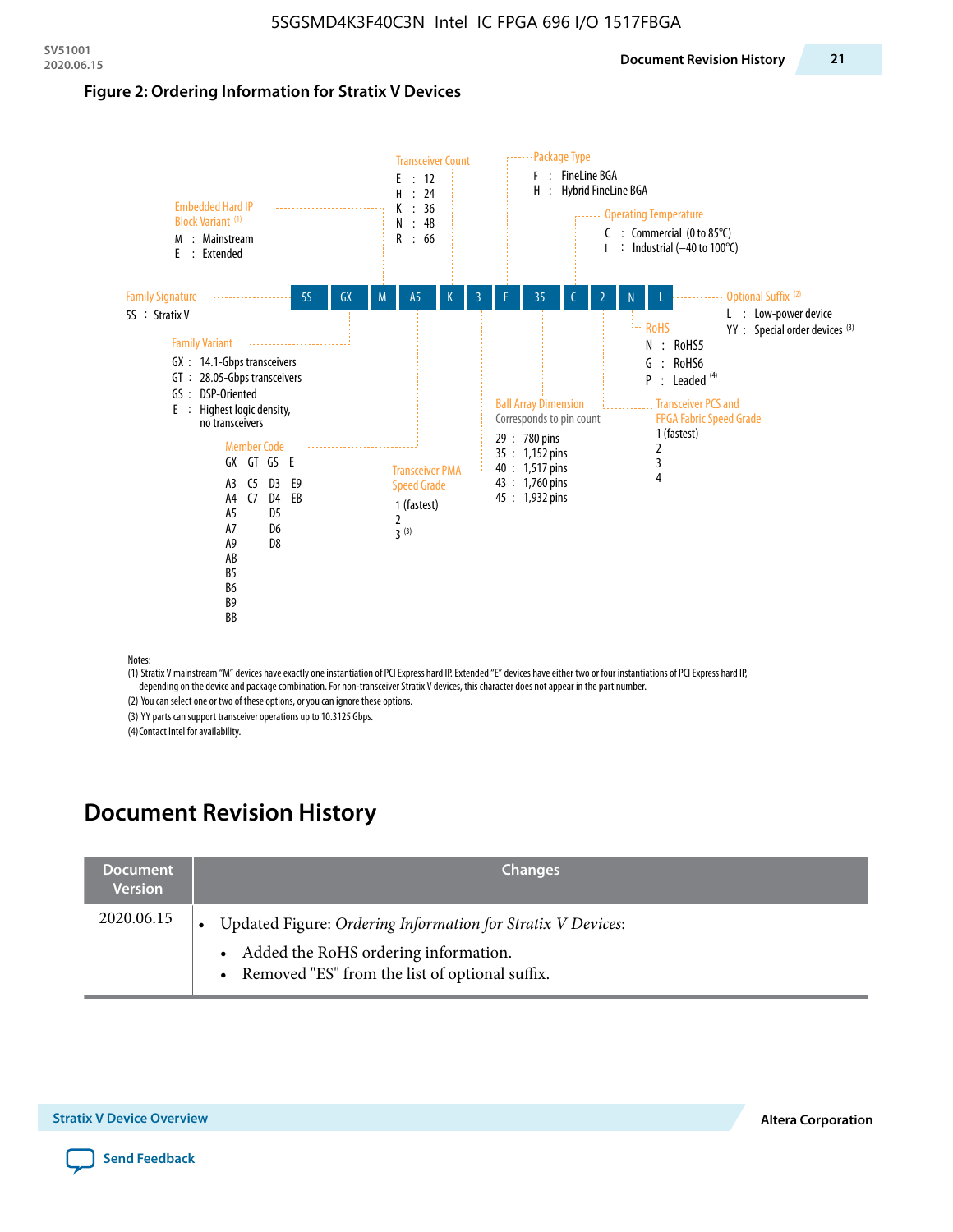## Figure 2: Ordering Information for Stratix V Devices

| 5S | GX | M | A5 | K | 3 | F | 35 | C | 2 | N | L |
|---|---|---|---|---|---|---|---|---|---|---|---|

**Family Signature**
- 5S : Stratix V

**Family Variant**
- GX : 14.1-Gbps transceivers
- GT : 28.05-Gbps transceivers
- GS : DSP-Oriented
- E : Highest logic density, no transceivers

**Embedded Hard IP Block Variant** [(1)]
- M : Mainstream
- E : Extended

**Member Code**

| GX | GT | GS | E |
|---|---|---|---|
| A3 | C5 | D3 | E9 |
| A4 | C7 | D4 | EB |
| A5 | | D5 | |
| A7 | | D6 | |
| A9 | | D8 | |
| AB | | | |
| B5 | | | |
| B6 | | | |
| B9 | | | |
| BB | | | |

**Transceiver Count**
- E : 12
- H : 24
- K : 36
- N : 48
- R : 66

**Transceiver PMA Speed Grade**
- 1 (fastest)
- 2
- 3 [(3)]

**Package Type**
- F : FineLine BGA
- H : Hybrid FineLine BGA

**Ball Array Dimension**

Corresponds to pin count
- 29 : 780 pins
- 35 : 1,152 pins
- 40 : 1,517 pins
- 43 : 1,760 pins
- 45 : 1,932 pins

**Operating Temperature**
- C : Commercial (0 to 85°C)
- I : Industrial (–40 to 100°C)

**Transceiver PCS and FPGA Fabric Speed Grade**
- 1 (fastest)
- 2
- 3
- 4

**RoHS**
- N : RoHS5
- G : RoHS6
- P : Leaded [(4)]

**Optional Suffix** [(2)]
- L : Low-power device
- YY : Special order devices [(3)]

Notes:

(1) Stratix V mainstream "M" devices have exactly one instantiation of PCI Express hard IP. Extended "E" devices have either two or four instantiations of PCI Express hard IP, depending on the device and package combination. For non-transceiver Stratix V devices, this character does not appear in the part number.

(2) You can select one or two of these options, or you can ignore these options.

(3) YY parts can support transceiver operations up to 10.3125 Gbps.

(4) Contact Intel for availability.

# Document Revision History

| Document Version | Changes |
|---|---|
| 2020.06.15 | • Updated Figure: *Ordering Information for Stratix V Devices*:<br>  • Added the RoHS ordering information.<br>  • Removed "ES" from the list of optional suffix. |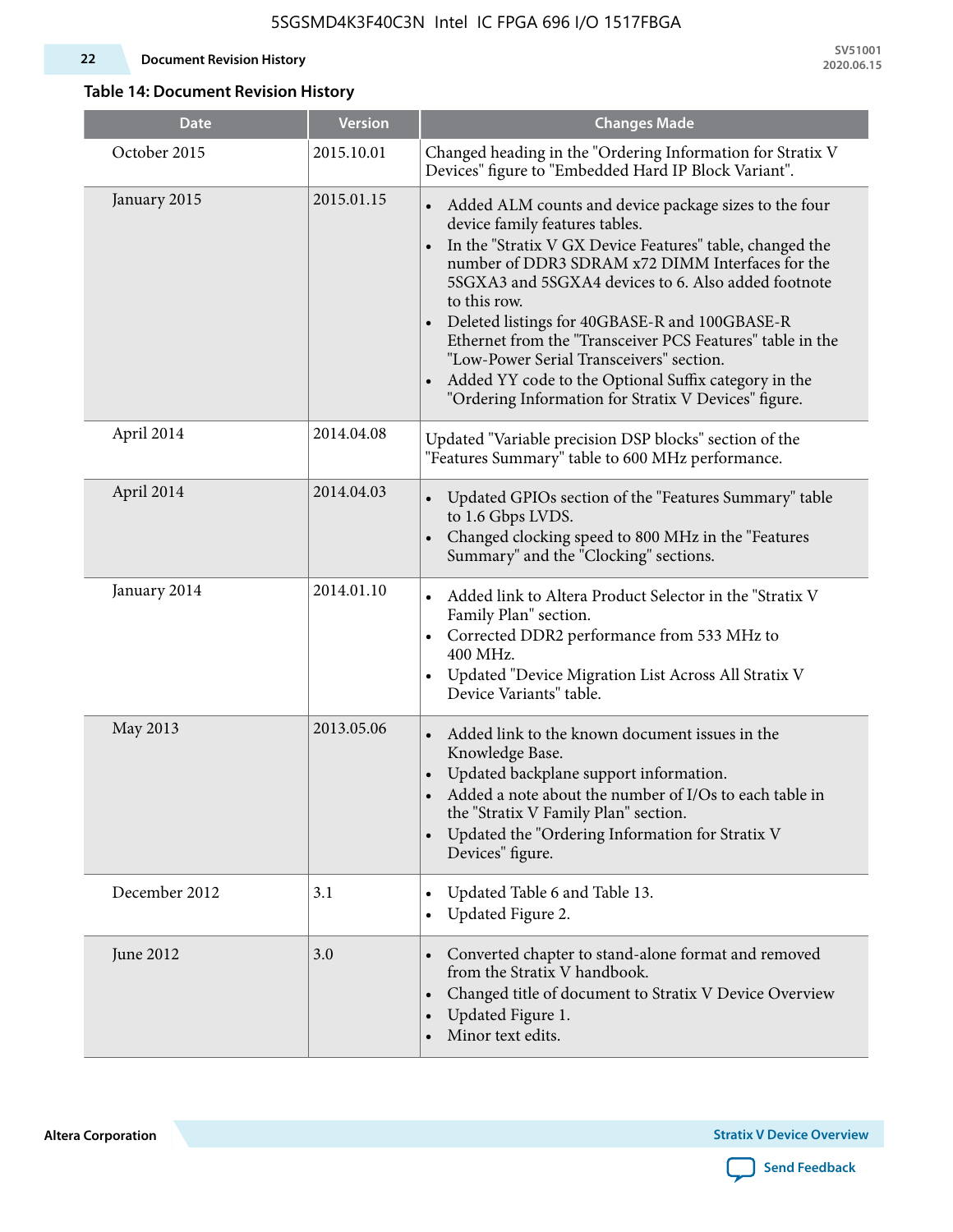**Table 14: Document Revision History**

| Date | Version | Changes Made |
| --- | --- | --- |
| October 2015 | 2015.10.01 | Changed heading in the "Ordering Information for Stratix V Devices" figure to "Embedded Hard IP Block Variant". |
| January 2015 | 2015.01.15 | • Added ALM counts and device package sizes to the four device family features tables.<br>• In the "Stratix V GX Device Features" table, changed the number of DDR3 SDRAM x72 DIMM Interfaces for the 5SGXA3 and 5SGXA4 devices to 6. Also added footnote to this row.<br>• Deleted listings for 40GBASE-R and 100GBASE-R Ethernet from the "Transceiver PCS Features" table in the "Low-Power Serial Transceivers" section.<br>• Added YY code to the Optional Suffix category in the "Ordering Information for Stratix V Devices" figure. |
| April 2014 | 2014.04.08 | Updated "Variable precision DSP blocks" section of the "Features Summary" table to 600 MHz performance. |
| April 2014 | 2014.04.03 | • Updated GPIOs section of the "Features Summary" table to 1.6 Gbps LVDS.<br>• Changed clocking speed to 800 MHz in the "Features Summary" and the "Clocking" sections. |
| January 2014 | 2014.01.10 | • Added link to Altera Product Selector in the "Stratix V Family Plan" section.<br>• Corrected DDR2 performance from 533 MHz to 400 MHz.<br>• Updated "Device Migration List Across All Stratix V Device Variants" table. |
| May 2013 | 2013.05.06 | • Added link to the known document issues in the Knowledge Base.<br>• Updated backplane support information.<br>• Added a note about the number of I/Os to each table in the "Stratix V Family Plan" section.<br>• Updated the "Ordering Information for Stratix V Devices" figure. |
| December 2012 | 3.1 | • Updated Table 6 and Table 13.<br>• Updated Figure 2. |
| June 2012 | 3.0 | • Converted chapter to stand-alone format and removed from the Stratix V handbook.<br>• Changed title of document to Stratix V Device Overview<br>• Updated Figure 1.<br>• Minor text edits. |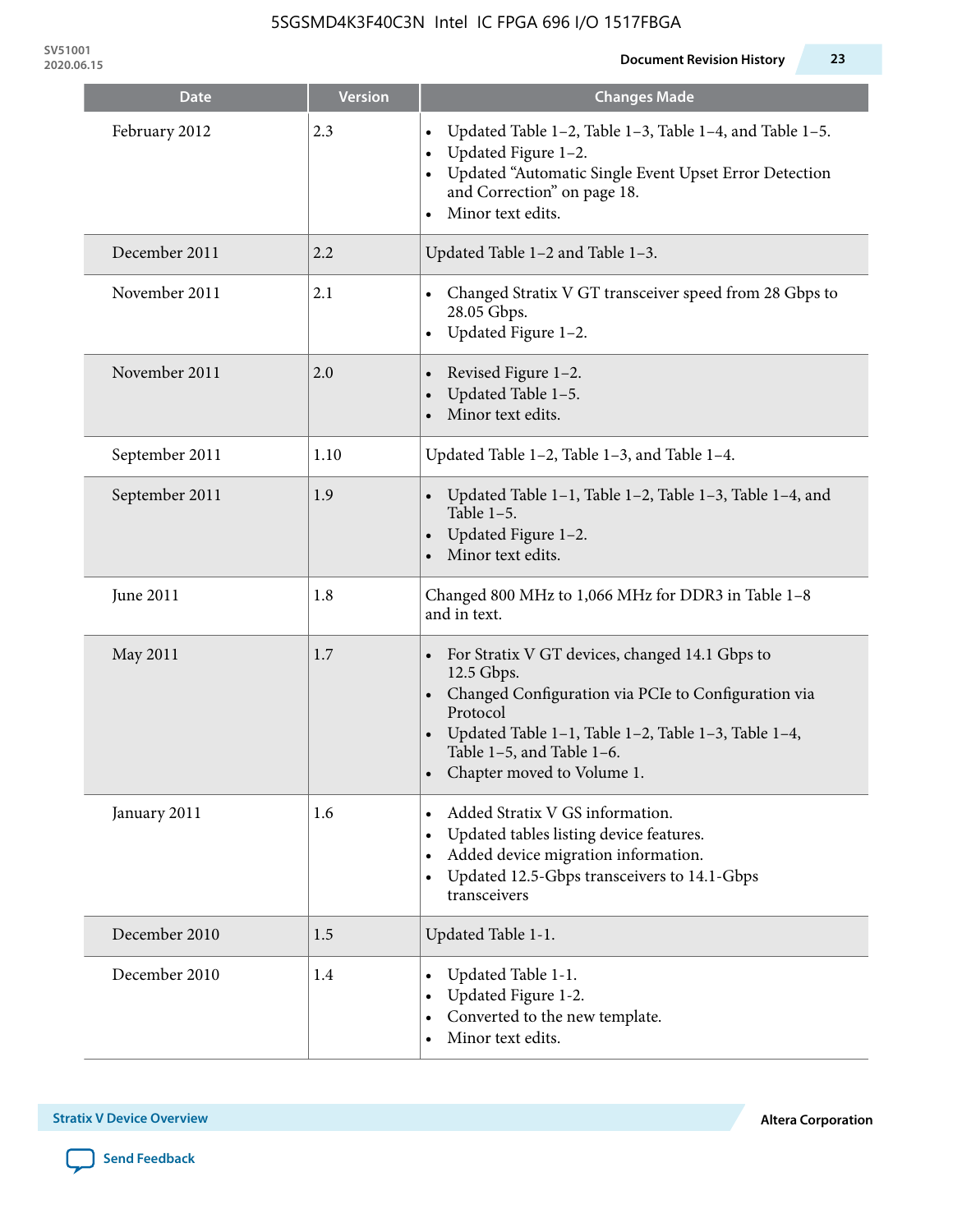| Date | Version | Changes Made |
|---|---|---|
| February 2012 | 2.3 | • Updated Table 1–2, Table 1–3, Table 1–4, and Table 1–5.<br>• Updated Figure 1–2.<br>• Updated "Automatic Single Event Upset Error Detection and Correction" on page 18.<br>• Minor text edits. |
| December 2011 | 2.2 | Updated Table 1–2 and Table 1–3. |
| November 2011 | 2.1 | • Changed Stratix V GT transceiver speed from 28 Gbps to 28.05 Gbps.<br>• Updated Figure 1–2. |
| November 2011 | 2.0 | • Revised Figure 1–2.<br>• Updated Table 1–5.<br>• Minor text edits. |
| September 2011 | 1.10 | Updated Table 1–2, Table 1–3, and Table 1–4. |
| September 2011 | 1.9 | • Updated Table 1–1, Table 1–2, Table 1–3, Table 1–4, and Table 1–5.<br>• Updated Figure 1–2.<br>• Minor text edits. |
| June 2011 | 1.8 | Changed 800 MHz to 1,066 MHz for DDR3 in Table 1–8 and in text. |
| May 2011 | 1.7 | • For Stratix V GT devices, changed 14.1 Gbps to 12.5 Gbps.<br>• Changed Configuration via PCIe to Configuration via Protocol<br>• Updated Table 1–1, Table 1–2, Table 1–3, Table 1–4, Table 1–5, and Table 1–6.<br>• Chapter moved to Volume 1. |
| January 2011 | 1.6 | • Added Stratix V GS information.<br>• Updated tables listing device features.<br>• Added device migration information.<br>• Updated 12.5-Gbps transceivers to 14.1-Gbps transceivers |
| December 2010 | 1.5 | Updated Table 1-1. |
| December 2010 | 1.4 | • Updated Table 1-1.<br>• Updated Figure 1-2.<br>• Converted to the new template.<br>• Minor text edits. |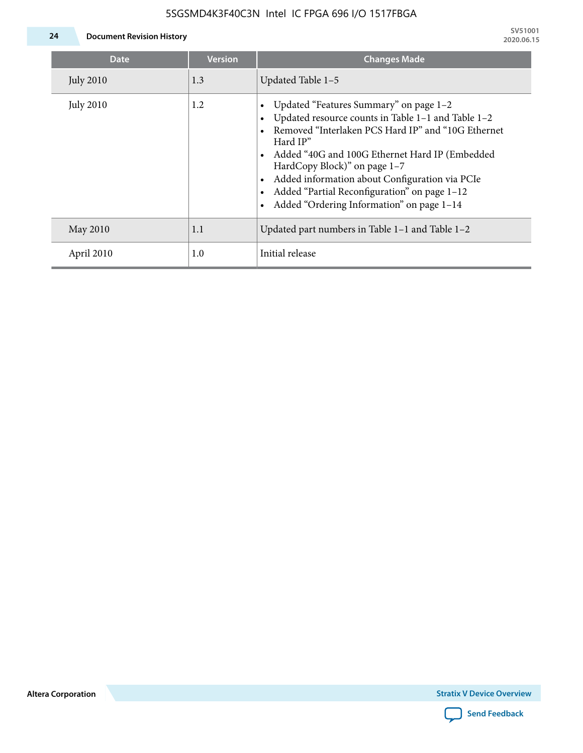| Date | Version | Changes Made |
| --- | --- | --- |
| July 2010 | 1.3 | Updated Table 1–5 |
| July 2010 | 1.2 | • Updated "Features Summary" on page 1–2<br>• Updated resource counts in Table 1–1 and Table 1–2<br>• Removed "Interlaken PCS Hard IP" and "10G Ethernet Hard IP"<br>• Added "40G and 100G Ethernet Hard IP (Embedded HardCopy Block)" on page 1–7<br>• Added information about Configuration via PCIe<br>• Added "Partial Reconfiguration" on page 1–12<br>• Added "Ordering Information" on page 1–14 |
| May 2010 | 1.1 | Updated part numbers in Table 1–1 and Table 1–2 |
| April 2010 | 1.0 | Initial release |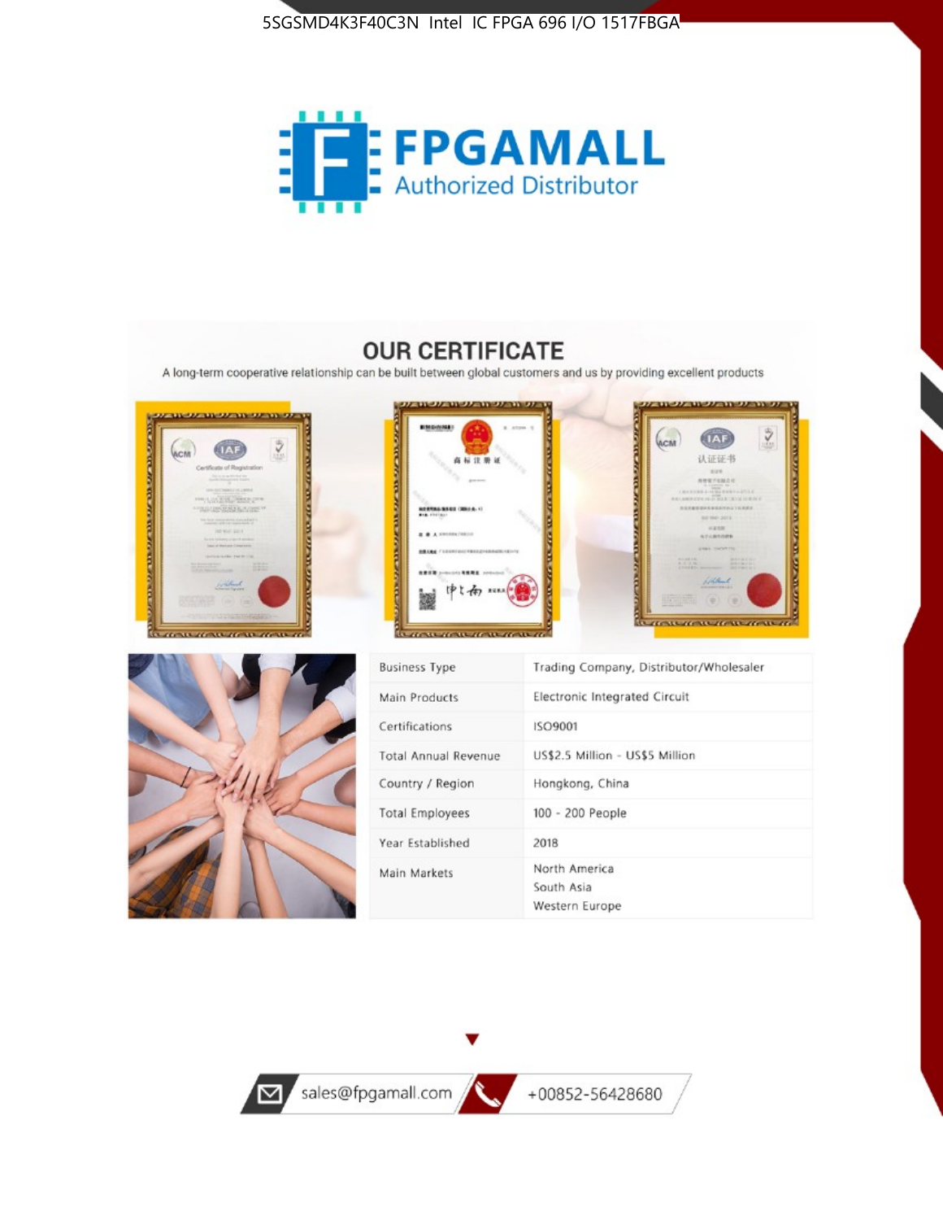FPGAMALL

Authorized Distributor

## OUR CERTIFICATE

A long-term cooperative relationship can be built between global customers and us by providing excellent products

| | |
|---|---|
| Business Type | Trading Company, Distributor/Wholesaler |
| Main Products | Electronic Integrated Circuit |
| Certifications | ISO9001 |
| Total Annual Revenue | US$2.5 Million - US$5 Million |
| Country / Region | Hongkong, China |
| Total Employees | 100 - 200 People |
| Year Established | 2018 |
| Main Markets | North America<br>South Asia<br>Western Europe |

sales@fpgamall.com

+00852-56428680